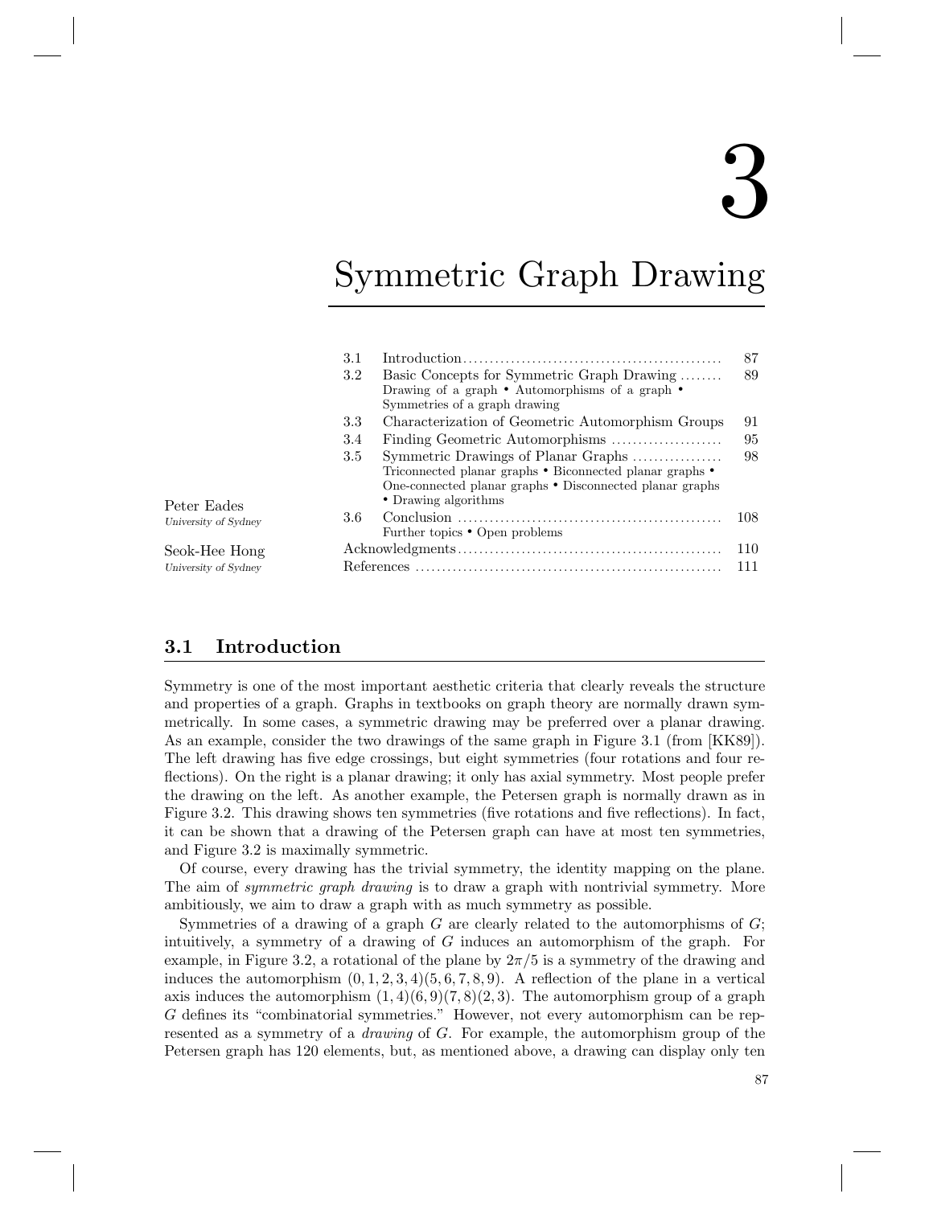# 3

# Symmetric Graph Drawing

Peter Eades
*University of Sydney*

Seok-Hee Hong
*University of Sydney*

| | | |
|---|---|---|
| 3.1 | Introduction | 87 |
| 3.2 | Basic Concepts for Symmetric Graph Drawing<br>Drawing of a graph • Automorphisms of a graph • Symmetries of a graph drawing | 89 |
| 3.3 | Characterization of Geometric Automorphism Groups | 91 |
| 3.4 | Finding Geometric Automorphisms | 95 |
| 3.5 | Symmetric Drawings of Planar Graphs<br>Triconnected planar graphs • Biconnected planar graphs • One-connected planar graphs • Disconnected planar graphs • Drawing algorithms | 98 |
| 3.6 | Conclusion<br>Further topics • Open problems | 108 |
| | Acknowledgments | 110 |
| | References | 111 |

## 3.1 Introduction

Symmetry is one of the most important aesthetic criteria that clearly reveals the structure and properties of a graph. Graphs in textbooks on graph theory are normally drawn symmetrically. In some cases, a symmetric drawing may be preferred over a planar drawing. As an example, consider the two drawings of the same graph in Figure 3.1 (from [KK89]). The left drawing has five edge crossings, but eight symmetries (four rotations and four reflections). On the right is a planar drawing; it only has axial symmetry. Most people prefer the drawing on the left. As another example, the Petersen graph is normally drawn as in Figure 3.2. This drawing shows ten symmetries (five rotations and five reflections). In fact, it can be shown that a drawing of the Petersen graph can have at most ten symmetries, and Figure 3.2 is maximally symmetric.

Of course, every drawing has the trivial symmetry, the identity mapping on the plane. The aim of *symmetric graph drawing* is to draw a graph with nontrivial symmetry. More ambitiously, we aim to draw a graph with as much symmetry as possible.

Symmetries of a drawing of a graph $G$ are clearly related to the automorphisms of $G$; intuitively, a symmetry of a drawing of $G$ induces an automorphism of the graph. For example, in Figure 3.2, a rotational of the plane by $2\pi/5$ is a symmetry of the drawing and induces the automorphism $(0, 1, 2, 3, 4)(5, 6, 7, 8, 9)$. A reflection of the plane in a vertical axis induces the automorphism $(1, 4)(6, 9)(7, 8)(2, 3)$. The automorphism group of a graph $G$ defines its "combinatorial symmetries." However, not every automorphism can be represented as a symmetry of a *drawing* of $G$. For example, the automorphism group of the Petersen graph has 120 elements, but, as mentioned above, a drawing can display only ten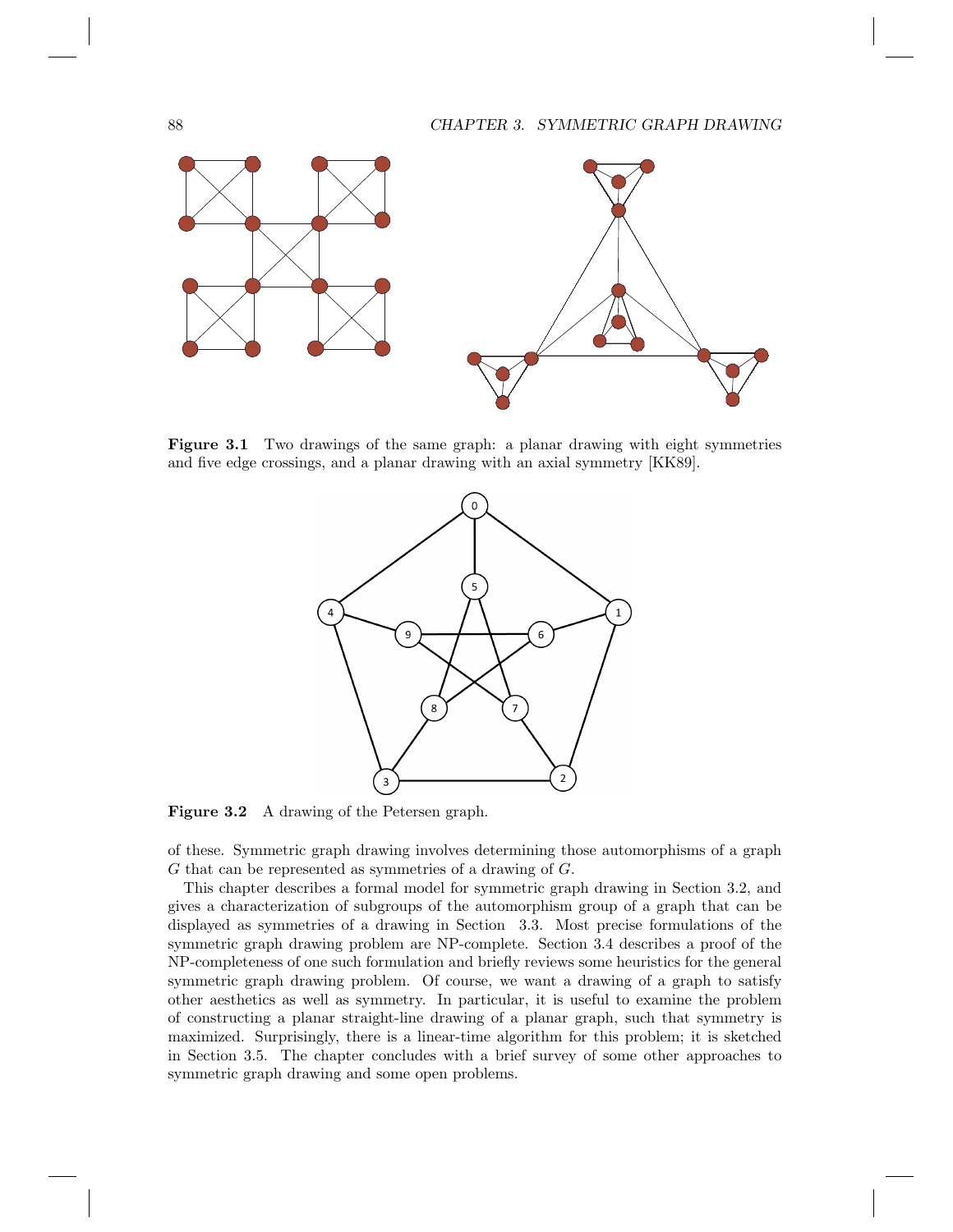**Figure 3.1** Two drawings of the same graph: a planar drawing with eight symmetries and five edge crossings, and a planar drawing with an axial symmetry [KK89].

**Figure 3.2** A drawing of the Petersen graph.

of these. Symmetric graph drawing involves determining those automorphisms of a graph $G$ that can be represented as symmetries of a drawing of $G$.

This chapter describes a formal model for symmetric graph drawing in Section 3.2, and gives a characterization of subgroups of the automorphism group of a graph that can be displayed as symmetries of a drawing in Section 3.3. Most precise formulations of the symmetric graph drawing problem are NP-complete. Section 3.4 describes a proof of the NP-completeness of one such formulation and briefly reviews some heuristics for the general symmetric graph drawing problem. Of course, we want a drawing of a graph to satisfy other aesthetics as well as symmetry. In particular, it is useful to examine the problem of constructing a planar straight-line drawing of a planar graph, such that symmetry is maximized. Surprisingly, there is a linear-time algorithm for this problem; it is sketched in Section 3.5. The chapter concludes with a brief survey of some other approaches to symmetric graph drawing and some open problems.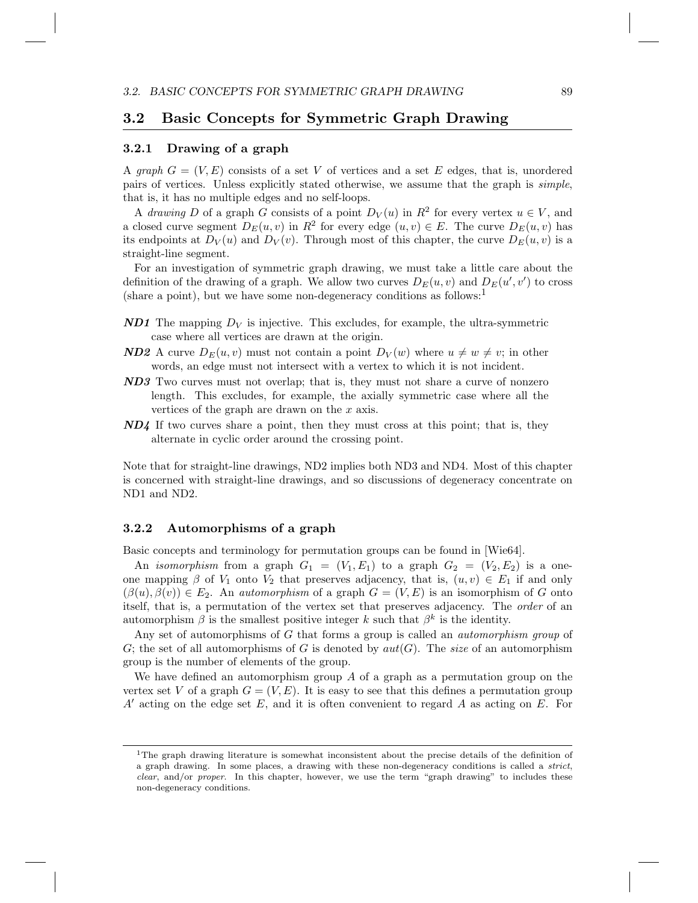## 3.2 Basic Concepts for Symmetric Graph Drawing

### 3.2.1 Drawing of a graph

A *graph* $G = (V, E)$ consists of a set $V$ of vertices and a set $E$ edges, that is, unordered pairs of vertices. Unless explicitly stated otherwise, we assume that the graph is *simple*, that is, it has no multiple edges and no self-loops.

A *drawing* $D$ of a graph $G$ consists of a point $D_V(u)$ in $R^2$ for every vertex $u \in V$, and a closed curve segment $D_E(u, v)$ in $R^2$ for every edge $(u, v) \in E$. The curve $D_E(u, v)$ has its endpoints at $D_V(u)$ and $D_V(v)$. Through most of this chapter, the curve $D_E(u, v)$ is a straight-line segment.

For an investigation of symmetric graph drawing, we must take a little care about the definition of the drawing of a graph. We allow two curves $D_E(u, v)$ and $D_E(u', v')$ to cross (share a point), but we have some non-degeneracy conditions as follows:[1]

***ND1*** The mapping $D_V$ is injective. This excludes, for example, the ultra-symmetric case where all vertices are drawn at the origin.

***ND2*** A curve $D_E(u, v)$ must not contain a point $D_V(w)$ where $u \neq w \neq v$; in other words, an edge must not intersect with a vertex to which it is not incident.

***ND3*** Two curves must not overlap; that is, they must not share a curve of nonzero length. This excludes, for example, the axially symmetric case where all the vertices of the graph are drawn on the $x$ axis.

***ND4*** If two curves share a point, then they must cross at this point; that is, they alternate in cyclic order around the crossing point.

Note that for straight-line drawings, ND2 implies both ND3 and ND4. Most of this chapter is concerned with straight-line drawings, and so discussions of degeneracy concentrate on ND1 and ND2.

### 3.2.2 Automorphisms of a graph

Basic concepts and terminology for permutation groups can be found in [Wie64].

An *isomorphism* from a graph $G_1 = (V_1, E_1)$ to a graph $G_2 = (V_2, E_2)$ is a one-one mapping $\beta$ of $V_1$ onto $V_2$ that preserves adjacency, that is, $(u, v) \in E_1$ if and only $(\beta(u), \beta(v)) \in E_2$. An *automorphism* of a graph $G = (V, E)$ is an isomorphism of $G$ onto itself, that is, a permutation of the vertex set that preserves adjacency. The *order* of an automorphism $\beta$ is the smallest positive integer $k$ such that $\beta^k$ is the identity.

Any set of automorphisms of $G$ that forms a group is called an *automorphism group* of $G$; the set of all automorphisms of $G$ is denoted by $aut(G)$. The *size* of an automorphism group is the number of elements of the group.

We have defined an automorphism group $A$ of a graph as a permutation group on the vertex set $V$ of a graph $G = (V, E)$. It is easy to see that this defines a permutation group $A'$ acting on the edge set $E$, and it is often convenient to regard $A$ as acting on $E$. For

[1] The graph drawing literature is somewhat inconsistent about the precise details of the definition of a graph drawing. In some places, a drawing with these non-degeneracy conditions is called a *strict*, *clear*, and/or *proper*. In this chapter, however, we use the term "graph drawing" to includes these non-degeneracy conditions.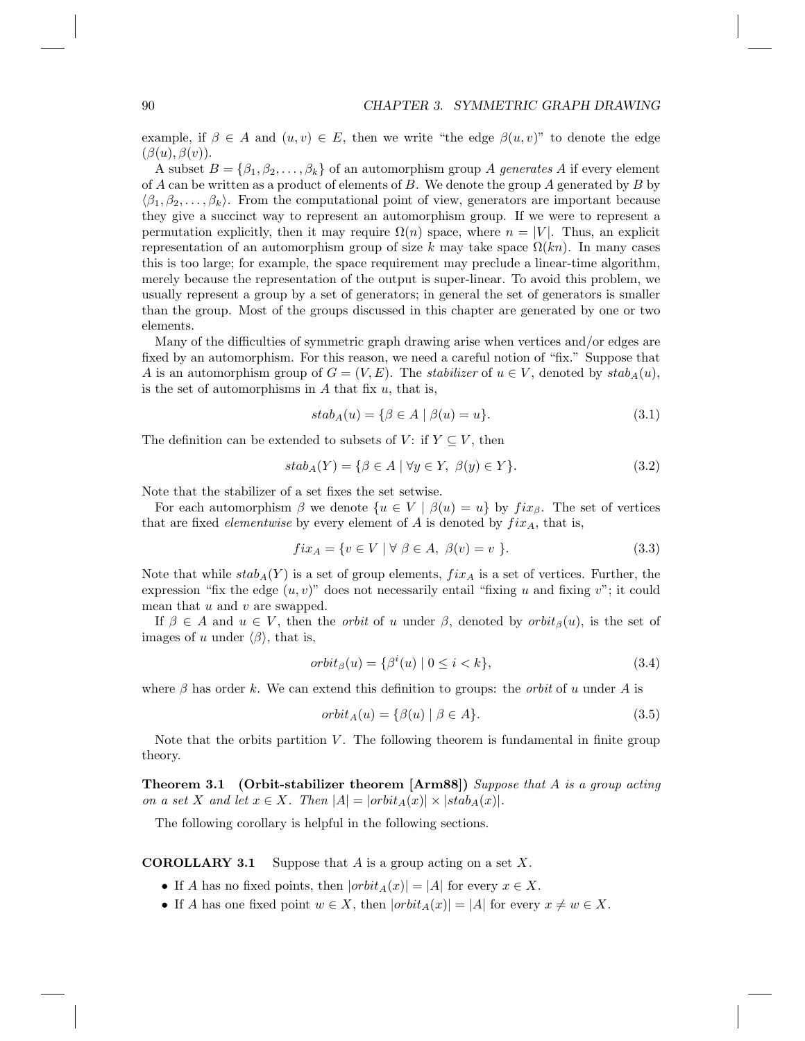example, if $\beta \in A$ and $(u, v) \in E$, then we write "the edge $\beta(u, v)$" to denote the edge $(\beta(u), \beta(v))$.

A subset $B = \{\beta_1, \beta_2, \ldots, \beta_k\}$ of an automorphism group $A$ *generates* $A$ if every element of $A$ can be written as a product of elements of $B$. We denote the group $A$ generated by $B$ by $\langle \beta_1, \beta_2, \ldots, \beta_k \rangle$. From the computational point of view, generators are important because they give a succinct way to represent an automorphism group. If we were to represent a permutation explicitly, then it may require $\Omega(n)$ space, where $n = |V|$. Thus, an explicit representation of an automorphism group of size $k$ may take space $\Omega(kn)$. In many cases this is too large; for example, the space requirement may preclude a linear-time algorithm, merely because the representation of the output is super-linear. To avoid this problem, we usually represent a group by a set of generators; in general the set of generators is smaller than the group. Most of the groups discussed in this chapter are generated by one or two elements.

Many of the difficulties of symmetric graph drawing arise when vertices and/or edges are fixed by an automorphism. For this reason, we need a careful notion of "fix." Suppose that $A$ is an automorphism group of $G = (V, E)$. The *stabilizer* of $u \in V$, denoted by $stab_A(u)$, is the set of automorphisms in $A$ that fix $u$, that is,

$$stab_A(u) = \{\beta \in A \mid \beta(u) = u\}. \tag{3.1}$$

The definition can be extended to subsets of $V$: if $Y \subseteq V$, then

$$stab_A(Y) = \{\beta \in A \mid \forall y \in Y,\ \beta(y) \in Y\}. \tag{3.2}$$

Note that the stabilizer of a set fixes the set setwise.

For each automorphism $\beta$ we denote $\{u \in V \mid \beta(u) = u\}$ by $fix_\beta$. The set of vertices that are fixed *elementwise* by every element of $A$ is denoted by $fix_A$, that is,

$$fix_A = \{v \in V \mid \forall\ \beta \in A,\ \beta(v) = v\ \}. \tag{3.3}$$

Note that while $stab_A(Y)$ is a set of group elements, $fix_A$ is a set of vertices. Further, the expression "fix the edge $(u, v)$" does not necessarily entail "fixing $u$ and fixing $v$"; it could mean that $u$ and $v$ are swapped.

If $\beta \in A$ and $u \in V$, then the *orbit* of $u$ under $\beta$, denoted by $orbit_\beta(u)$, is the set of images of $u$ under $\langle \beta \rangle$, that is,

$$orbit_\beta(u) = \{\beta^i(u) \mid 0 \leq i < k\}, \tag{3.4}$$

where $\beta$ has order $k$. We can extend this definition to groups: the *orbit* of $u$ under $A$ is

$$orbit_A(u) = \{\beta(u) \mid \beta \in A\}. \tag{3.5}$$

Note that the orbits partition $V$. The following theorem is fundamental in finite group theory.

**Theorem 3.1 (Orbit-stabilizer theorem [Arm88])** *Suppose that $A$ is a group acting on a set $X$ and let $x \in X$. Then $|A| = |orbit_A(x)| \times |stab_A(x)|$.*

The following corollary is helpful in the following sections.

**COROLLARY 3.1** Suppose that $A$ is a group acting on a set $X$.

- If $A$ has no fixed points, then $|orbit_A(x)| = |A|$ for every $x \in X$.
- If $A$ has one fixed point $w \in X$, then $|orbit_A(x)| = |A|$ for every $x \neq w \in X$.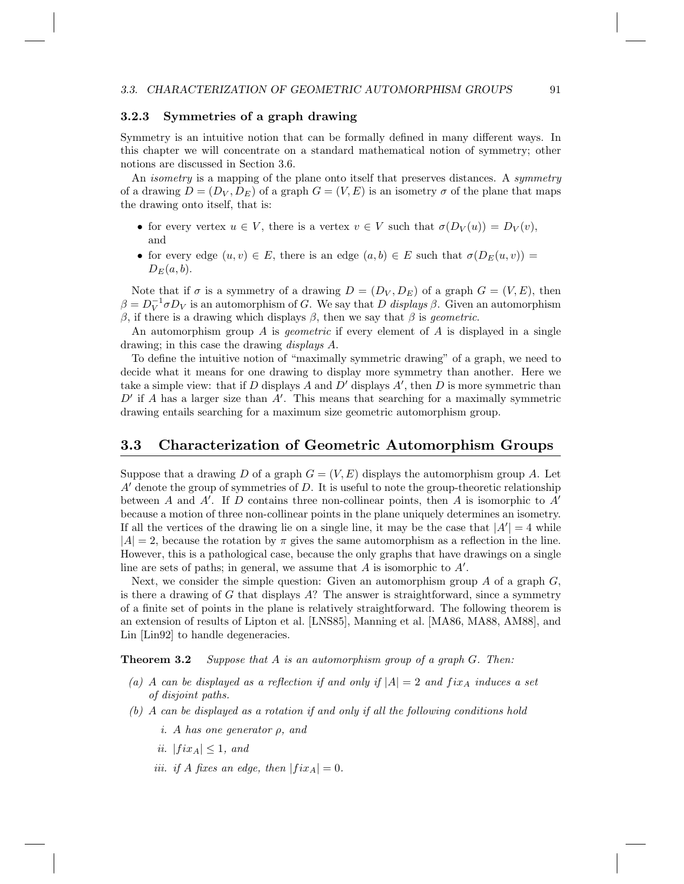### 3.2.3 Symmetries of a graph drawing

Symmetry is an intuitive notion that can be formally defined in many different ways. In this chapter we will concentrate on a standard mathematical notion of symmetry; other notions are discussed in Section 3.6.

An *isometry* is a mapping of the plane onto itself that preserves distances. A *symmetry* of a drawing $D = (D_V, D_E)$ of a graph $G = (V, E)$ is an isometry $\sigma$ of the plane that maps the drawing onto itself, that is:

- for every vertex $u \in V$, there is a vertex $v \in V$ such that $\sigma(D_V(u)) = D_V(v)$, and
- for every edge $(u, v) \in E$, there is an edge $(a, b) \in E$ such that $\sigma(D_E(u, v)) = D_E(a, b)$.

Note that if $\sigma$ is a symmetry of a drawing $D = (D_V, D_E)$ of a graph $G = (V, E)$, then $\beta = D_V^{-1} \sigma D_V$ is an automorphism of $G$. We say that $D$ *displays* $\beta$. Given an automorphism $\beta$, if there is a drawing which displays $\beta$, then we say that $\beta$ is *geometric*.

An automorphism group $A$ is *geometric* if every element of $A$ is displayed in a single drawing; in this case the drawing *displays* $A$.

To define the intuitive notion of "maximally symmetric drawing" of a graph, we need to decide what it means for one drawing to display more symmetry than another. Here we take a simple view: that if $D$ displays $A$ and $D'$ displays $A'$, then $D$ is more symmetric than $D'$ if $A$ has a larger size than $A'$. This means that searching for a maximally symmetric drawing entails searching for a maximum size geometric automorphism group.

## 3.3 Characterization of Geometric Automorphism Groups

Suppose that a drawing $D$ of a graph $G = (V, E)$ displays the automorphism group $A$. Let $A'$ denote the group of symmetries of $D$. It is useful to note the group-theoretic relationship between $A$ and $A'$. If $D$ contains three non-collinear points, then $A$ is isomorphic to $A'$ because a motion of three non-collinear points in the plane uniquely determines an isometry. If all the vertices of the drawing lie on a single line, it may be the case that $|A'| = 4$ while $|A| = 2$, because the rotation by $\pi$ gives the same automorphism as a reflection in the line. However, this is a pathological case, because the only graphs that have drawings on a single line are sets of paths; in general, we assume that $A$ is isomorphic to $A'$.

Next, we consider the simple question: Given an automorphism group $A$ of a graph $G$, is there a drawing of $G$ that displays $A$? The answer is straightforward, since a symmetry of a finite set of points in the plane is relatively straightforward. The following theorem is an extension of results of Lipton et al. [LNS85], Manning et al. [MA86, MA88, AM88], and Lin [Lin92] to handle degeneracies.

**Theorem 3.2** *Suppose that $A$ is an automorphism group of a graph $G$. Then:*

*(a) $A$ can be displayed as a reflection if and only if $|A| = 2$ and $fix_A$ induces a set of disjoint paths.*

*(b) $A$ can be displayed as a rotation if and only if all the following conditions hold*

*i. $A$ has one generator $\rho$, and*

*ii. $|fix_A| \leq 1$, and*

*iii. if $A$ fixes an edge, then $|fix_A| = 0$.*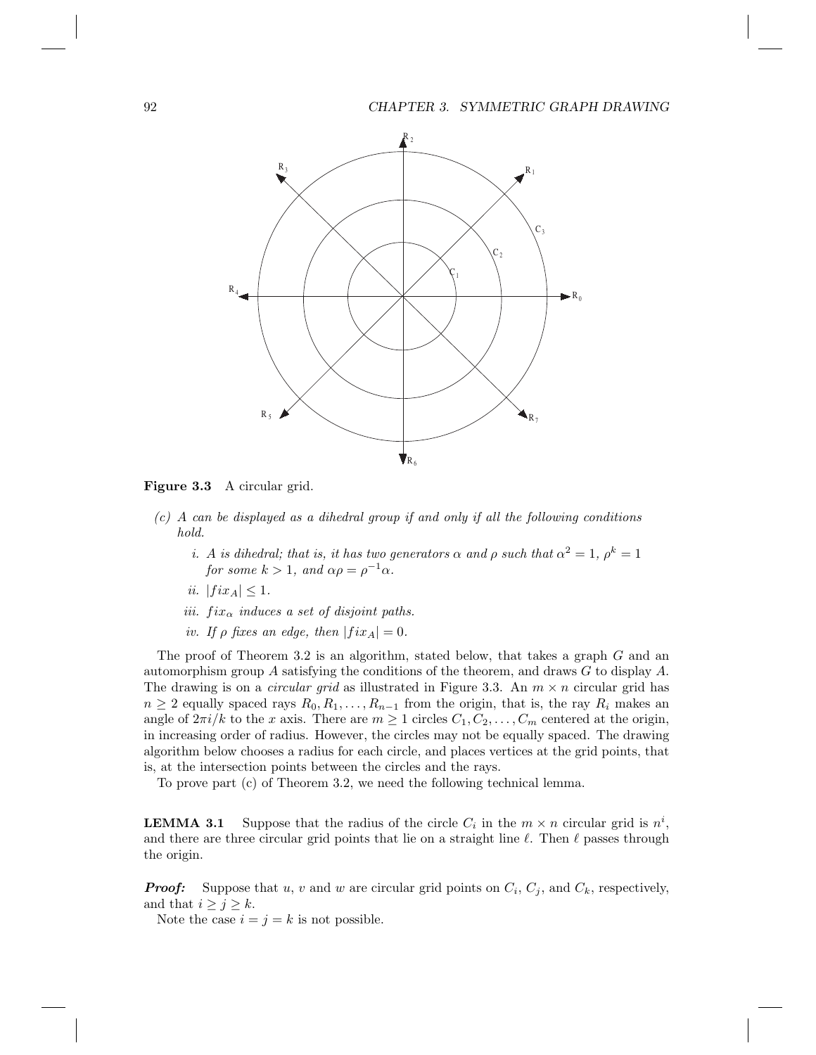**Figure 3.3** A circular grid.

(c) *A can be displayed as a dihedral group if and only if all the following conditions hold.*

   i. *A is dihedral; that is, it has two generators $\alpha$ and $\rho$ such that $\alpha^2 = 1$, $\rho^k = 1$ for some $k > 1$, and $\alpha\rho = \rho^{-1}\alpha$.*

   ii. $|fix_A| \leq 1$.

   iii. *$fix_\alpha$ induces a set of disjoint paths.*

   iv. *If $\rho$ fixes an edge, then $|fix_A| = 0$.*

The proof of Theorem 3.2 is an algorithm, stated below, that takes a graph $G$ and an automorphism group $A$ satisfying the conditions of the theorem, and draws $G$ to display $A$. The drawing is on a *circular grid* as illustrated in Figure 3.3. An $m \times n$ circular grid has $n \geq 2$ equally spaced rays $R_0, R_1, \ldots, R_{n-1}$ from the origin, that is, the ray $R_i$ makes an angle of $2\pi i/k$ to the $x$ axis. There are $m \geq 1$ circles $C_1, C_2, \ldots, C_m$ centered at the origin, in increasing order of radius. However, the circles may not be equally spaced. The drawing algorithm below chooses a radius for each circle, and places vertices at the grid points, that is, at the intersection points between the circles and the rays.

To prove part (c) of Theorem 3.2, we need the following technical lemma.

**LEMMA 3.1** Suppose that the radius of the circle $C_i$ in the $m \times n$ circular grid is $n^i$, and there are three circular grid points that lie on a straight line $\ell$. Then $\ell$ passes through the origin.

***Proof:*** Suppose that $u$, $v$ and $w$ are circular grid points on $C_i$, $C_j$, and $C_k$, respectively, and that $i \geq j \geq k$.

Note the case $i = j = k$ is not possible.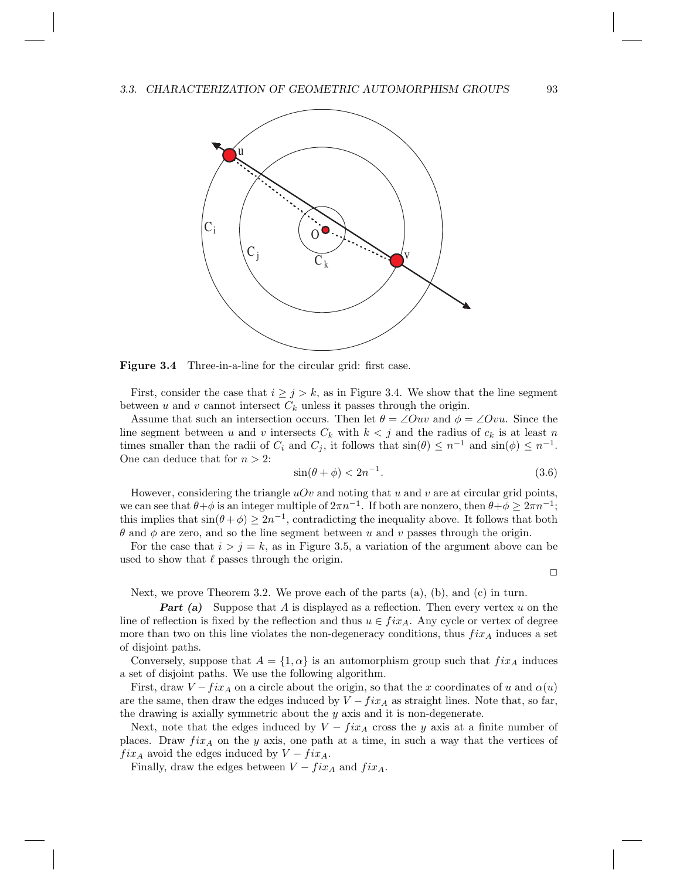**Figure 3.4** Three-in-a-line for the circular grid: first case.

First, consider the case that $i \geq j > k$, as in Figure 3.4. We show that the line segment between $u$ and $v$ cannot intersect $C_k$ unless it passes through the origin.

Assume that such an intersection occurs. Then let $\theta = \angle Ouv$ and $\phi = \angle Ovu$. Since the line segment between $u$ and $v$ intersects $C_k$ with $k < j$ and the radius of $c_k$ is at least $n$ times smaller than the radii of $C_i$ and $C_j$, it follows that $\sin(\theta) \leq n^{-1}$ and $\sin(\phi) \leq n^{-1}$. One can deduce that for $n > 2$:

$$\sin(\theta + \phi) < 2n^{-1}. \tag{3.6}$$

However, considering the triangle $uOv$ and noting that $u$ and $v$ are at circular grid points, we can see that $\theta + \phi$ is an integer multiple of $2\pi n^{-1}$. If both are nonzero, then $\theta + \phi \geq 2\pi n^{-1}$; this implies that $\sin(\theta + \phi) \geq 2n^{-1}$, contradicting the inequality above. It follows that both $\theta$ and $\phi$ are zero, and so the line segment between $u$ and $v$ passes through the origin.

For the case that $i > j = k$, as in Figure 3.5, a variation of the argument above can be used to show that $\ell$ passes through the origin.

□

Next, we prove Theorem 3.2. We prove each of the parts (a), (b), and (c) in turn.

***Part (a)*** Suppose that $A$ is displayed as a reflection. Then every vertex $u$ on the line of reflection is fixed by the reflection and thus $u \in fix_A$. Any cycle or vertex of degree more than two on this line violates the non-degeneracy conditions, thus $fix_A$ induces a set of disjoint paths.

Conversely, suppose that $A = \{1, \alpha\}$ is an automorphism group such that $fix_A$ induces a set of disjoint paths. We use the following algorithm.

First, draw $V - fix_A$ on a circle about the origin, so that the $x$ coordinates of $u$ and $\alpha(u)$ are the same, then draw the edges induced by $V - fix_A$ as straight lines. Note that, so far, the drawing is axially symmetric about the $y$ axis and it is non-degenerate.

Next, note that the edges induced by $V - fix_A$ cross the $y$ axis at a finite number of places. Draw $fix_A$ on the $y$ axis, one path at a time, in such a way that the vertices of $fix_A$ avoid the edges induced by $V - fix_A$.

Finally, draw the edges between $V - fix_A$ and $fix_A$.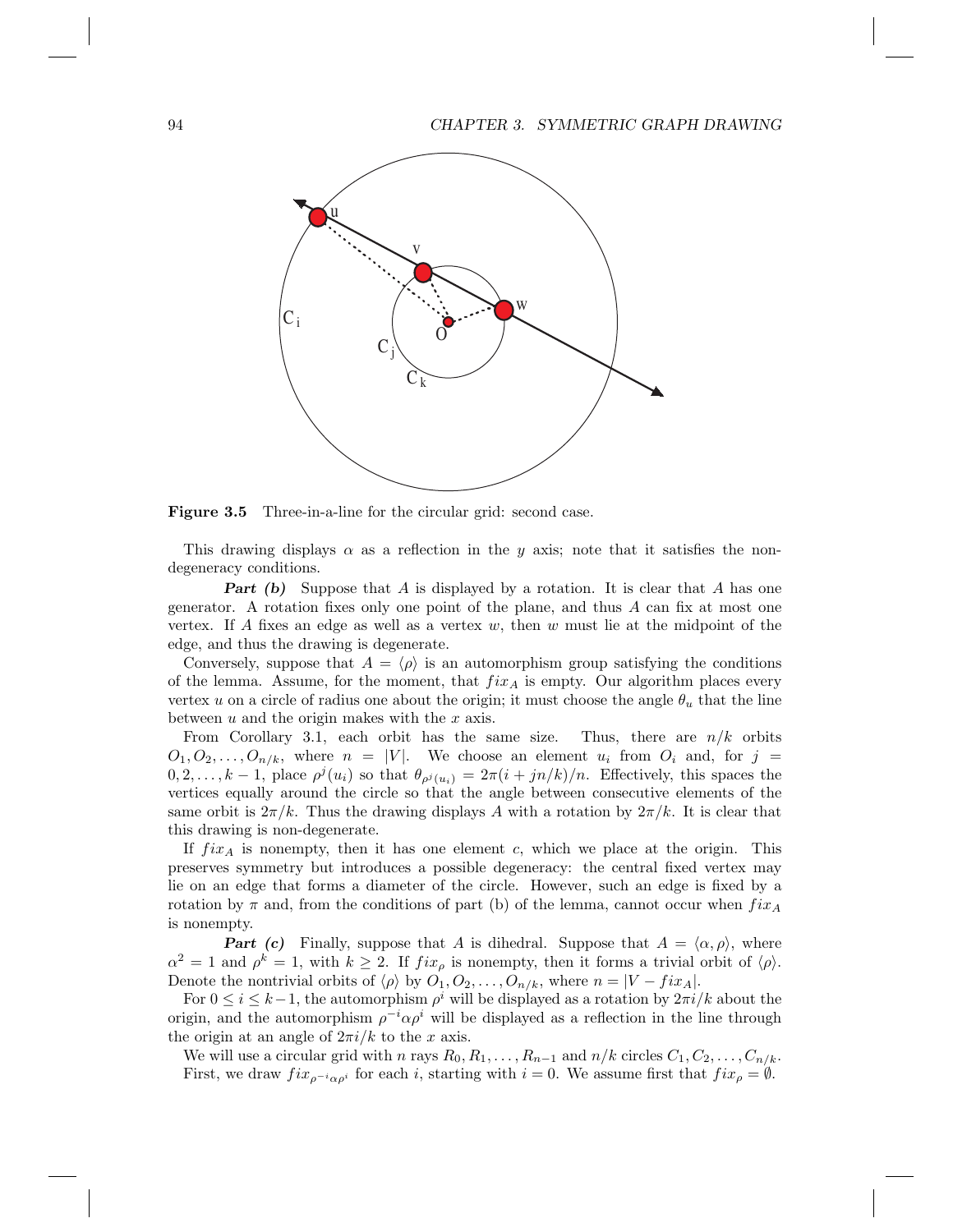**Figure 3.5** Three-in-a-line for the circular grid: second case.

This drawing displays $\alpha$ as a reflection in the $y$ axis; note that it satisfies the non-degeneracy conditions.

***Part (b)*** Suppose that $A$ is displayed by a rotation. It is clear that $A$ has one generator. A rotation fixes only one point of the plane, and thus $A$ can fix at most one vertex. If $A$ fixes an edge as well as a vertex $w$, then $w$ must lie at the midpoint of the edge, and thus the drawing is degenerate.

Conversely, suppose that $A = \langle \rho \rangle$ is an automorphism group satisfying the conditions of the lemma. Assume, for the moment, that $fix_A$ is empty. Our algorithm places every vertex $u$ on a circle of radius one about the origin; it must choose the angle $\theta_u$ that the line between $u$ and the origin makes with the $x$ axis.

From Corollary 3.1, each orbit has the same size. Thus, there are $n/k$ orbits $O_1, O_2, \ldots, O_{n/k}$, where $n = |V|$. We choose an element $u_i$ from $O_i$ and, for $j = 0, 2, \ldots, k-1$, place $\rho^j(u_i)$ so that $\theta_{\rho^j(u_i)} = 2\pi(i + jn/k)/n$. Effectively, this spaces the vertices equally around the circle so that the angle between consecutive elements of the same orbit is $2\pi/k$. Thus the drawing displays $A$ with a rotation by $2\pi/k$. It is clear that this drawing is non-degenerate.

If $fix_A$ is nonempty, then it has one element $c$, which we place at the origin. This preserves symmetry but introduces a possible degeneracy: the central fixed vertex may lie on an edge that forms a diameter of the circle. However, such an edge is fixed by a rotation by $\pi$ and, from the conditions of part (b) of the lemma, cannot occur when $fix_A$ is nonempty.

***Part (c)*** Finally, suppose that $A$ is dihedral. Suppose that $A = \langle \alpha, \rho \rangle$, where $\alpha^2 = 1$ and $\rho^k = 1$, with $k \geq 2$. If $fix_\rho$ is nonempty, then it forms a trivial orbit of $\langle \rho \rangle$. Denote the nontrivial orbits of $\langle \rho \rangle$ by $O_1, O_2, \ldots, O_{n/k}$, where $n = |V - fix_A|$.

For $0 \leq i \leq k-1$, the automorphism $\rho^i$ will be displayed as a rotation by $2\pi i/k$ about the origin, and the automorphism $\rho^{-i}\alpha\rho^i$ will be displayed as a reflection in the line through the origin at an angle of $2\pi i/k$ to the $x$ axis.

We will use a circular grid with $n$ rays $R_0, R_1, \ldots, R_{n-1}$ and $n/k$ circles $C_1, C_2, \ldots, C_{n/k}$. First, we draw $fix_{\rho^{-i}\alpha\rho^i}$ for each $i$, starting with $i = 0$. We assume first that $fix_\rho = \emptyset$.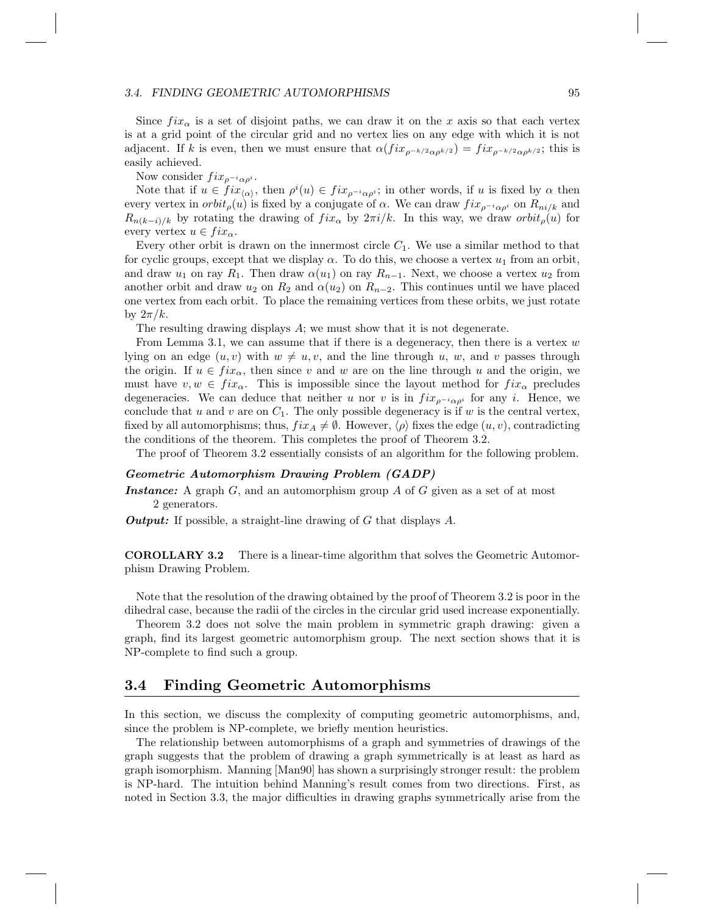Since $fix_\alpha$ is a set of disjoint paths, we can draw it on the $x$ axis so that each vertex is at a grid point of the circular grid and no vertex lies on any edge with which it is not adjacent. If $k$ is even, then we must ensure that $\alpha(fix_{\rho^{-k/2}\alpha\rho^{k/2}}) = fix_{\rho^{-k/2}\alpha\rho^{k/2}}$; this is easily achieved.

Now consider $fix_{\rho^{-i}\alpha\rho^{i}}$.

Note that if $u \in fix_{\langle\alpha\rangle}$, then $\rho^i(u) \in fix_{\rho^{-i}\alpha\rho^{i}}$; in other words, if $u$ is fixed by $\alpha$ then every vertex in $orbit_\rho(u)$ is fixed by a conjugate of $\alpha$. We can draw $fix_{\rho^{-i}\alpha\rho^{i}}$ on $R_{ni/k}$ and $R_{n(k-i)/k}$ by rotating the drawing of $fix_\alpha$ by $2\pi i/k$. In this way, we draw $orbit_\rho(u)$ for every vertex $u \in fix_\alpha$.

Every other orbit is drawn on the innermost circle $C_1$. We use a similar method to that for cyclic groups, except that we display $\alpha$. To do this, we choose a vertex $u_1$ from an orbit, and draw $u_1$ on ray $R_1$. Then draw $\alpha(u_1)$ on ray $R_{n-1}$. Next, we choose a vertex $u_2$ from another orbit and draw $u_2$ on $R_2$ and $\alpha(u_2)$ on $R_{n-2}$. This continues until we have placed one vertex from each orbit. To place the remaining vertices from these orbits, we just rotate by $2\pi/k$.

The resulting drawing displays $A$; we must show that it is not degenerate.

From Lemma 3.1, we can assume that if there is a degeneracy, then there is a vertex $w$ lying on an edge $(u, v)$ with $w \neq u, v$, and the line through $u$, $w$, and $v$ passes through the origin. If $u \in fix_\alpha$, then since $v$ and $w$ are on the line through $u$ and the origin, we must have $v, w \in fix_\alpha$. This is impossible since the layout method for $fix_\alpha$ precludes degeneracies. We can deduce that neither $u$ nor $v$ is in $fix_{\rho^{-i}\alpha\rho^{i}}$ for any $i$. Hence, we conclude that $u$ and $v$ are on $C_1$. The only possible degeneracy is if $w$ is the central vertex, fixed by all automorphisms; thus, $fix_A \neq \emptyset$. However, $\langle\rho\rangle$ fixes the edge $(u, v)$, contradicting the conditions of the theorem. This completes the proof of Theorem 3.2.

The proof of Theorem 3.2 essentially consists of an algorithm for the following problem.

***Geometric Automorphism Drawing Problem (GADP)***

***Instance:*** A graph $G$, and an automorphism group $A$ of $G$ given as a set of at most 2 generators.

***Output:*** If possible, a straight-line drawing of $G$ that displays $A$.

**COROLLARY 3.2** There is a linear-time algorithm that solves the Geometric Automorphism Drawing Problem.

Note that the resolution of the drawing obtained by the proof of Theorem 3.2 is poor in the dihedral case, because the radii of the circles in the circular grid used increase exponentially.

Theorem 3.2 does not solve the main problem in symmetric graph drawing: given a graph, find its largest geometric automorphism group. The next section shows that it is NP-complete to find such a group.

## 3.4 Finding Geometric Automorphisms

In this section, we discuss the complexity of computing geometric automorphisms, and, since the problem is NP-complete, we briefly mention heuristics.

The relationship between automorphisms of a graph and symmetries of drawings of the graph suggests that the problem of drawing a graph symmetrically is at least as hard as graph isomorphism. Manning [Man90] has shown a surprisingly stronger result: the problem is NP-hard. The intuition behind Manning's result comes from two directions. First, as noted in Section 3.3, the major difficulties in drawing graphs symmetrically arise from the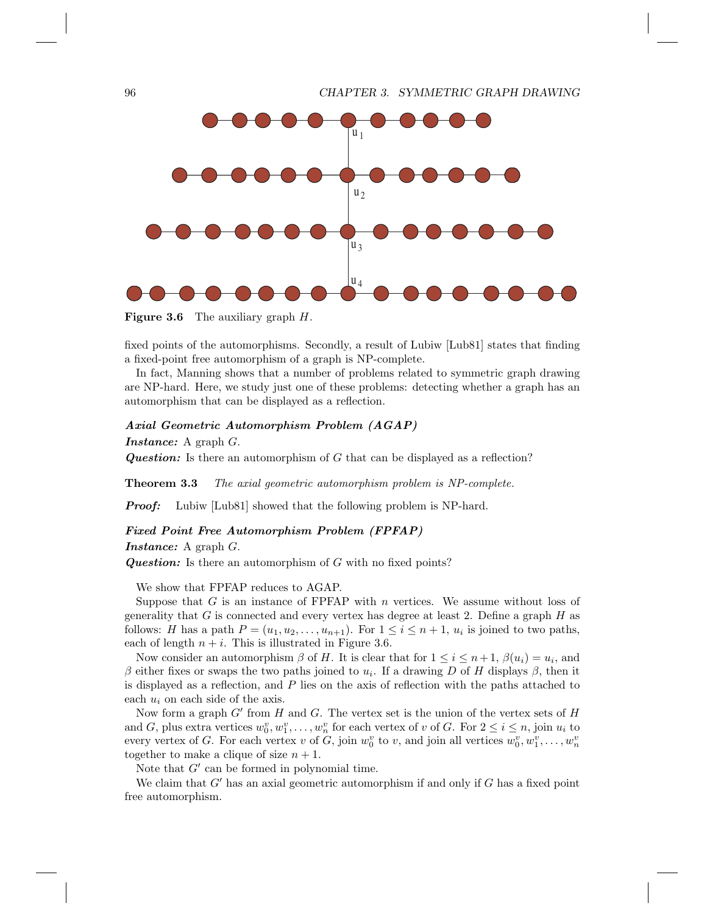**Figure 3.6** The auxiliary graph $H$.

fixed points of the automorphisms. Secondly, a result of Lubiw [Lub81] states that finding a fixed-point free automorphism of a graph is NP-complete.

In fact, Manning shows that a number of problems related to symmetric graph drawing are NP-hard. Here, we study just one of these problems: detecting whether a graph has an automorphism that can be displayed as a reflection.

***Axial Geometric Automorphism Problem (AGAP)***

***Instance:*** A graph $G$.

***Question:*** Is there an automorphism of $G$ that can be displayed as a reflection?

**Theorem 3.3** *The axial geometric automorphism problem is NP-complete.*

***Proof:*** Lubiw [Lub81] showed that the following problem is NP-hard.

***Fixed Point Free Automorphism Problem (FPFAP)***

***Instance:*** A graph $G$.

***Question:*** Is there an automorphism of $G$ with no fixed points?

We show that FPFAP reduces to AGAP.

Suppose that $G$ is an instance of FPFAP with $n$ vertices. We assume without loss of generality that $G$ is connected and every vertex has degree at least 2. Define a graph $H$ as follows: $H$ has a path $P = (u_1, u_2, \ldots, u_{n+1})$. For $1 \leq i \leq n+1$, $u_i$ is joined to two paths, each of length $n+i$. This is illustrated in Figure 3.6.

Now consider an automorphism $\beta$ of $H$. It is clear that for $1 \leq i \leq n+1$, $\beta(u_i) = u_i$, and $\beta$ either fixes or swaps the two paths joined to $u_i$. If a drawing $D$ of $H$ displays $\beta$, then it is displayed as a reflection, and $P$ lies on the axis of reflection with the paths attached to each $u_i$ on each side of the axis.

Now form a graph $G'$ from $H$ and $G$. The vertex set is the union of the vertex sets of $H$ and $G$, plus extra vertices $w_0^v, w_1^v, \ldots, w_n^v$ for each vertex of $v$ of $G$. For $2 \leq i \leq n$, join $u_i$ to every vertex of $G$. For each vertex $v$ of $G$, join $w_0^v$ to $v$, and join all vertices $w_0^v, w_1^v, \ldots, w_n^v$ together to make a clique of size $n+1$.

Note that $G'$ can be formed in polynomial time.

We claim that $G'$ has an axial geometric automorphism if and only if $G$ has a fixed point free automorphism.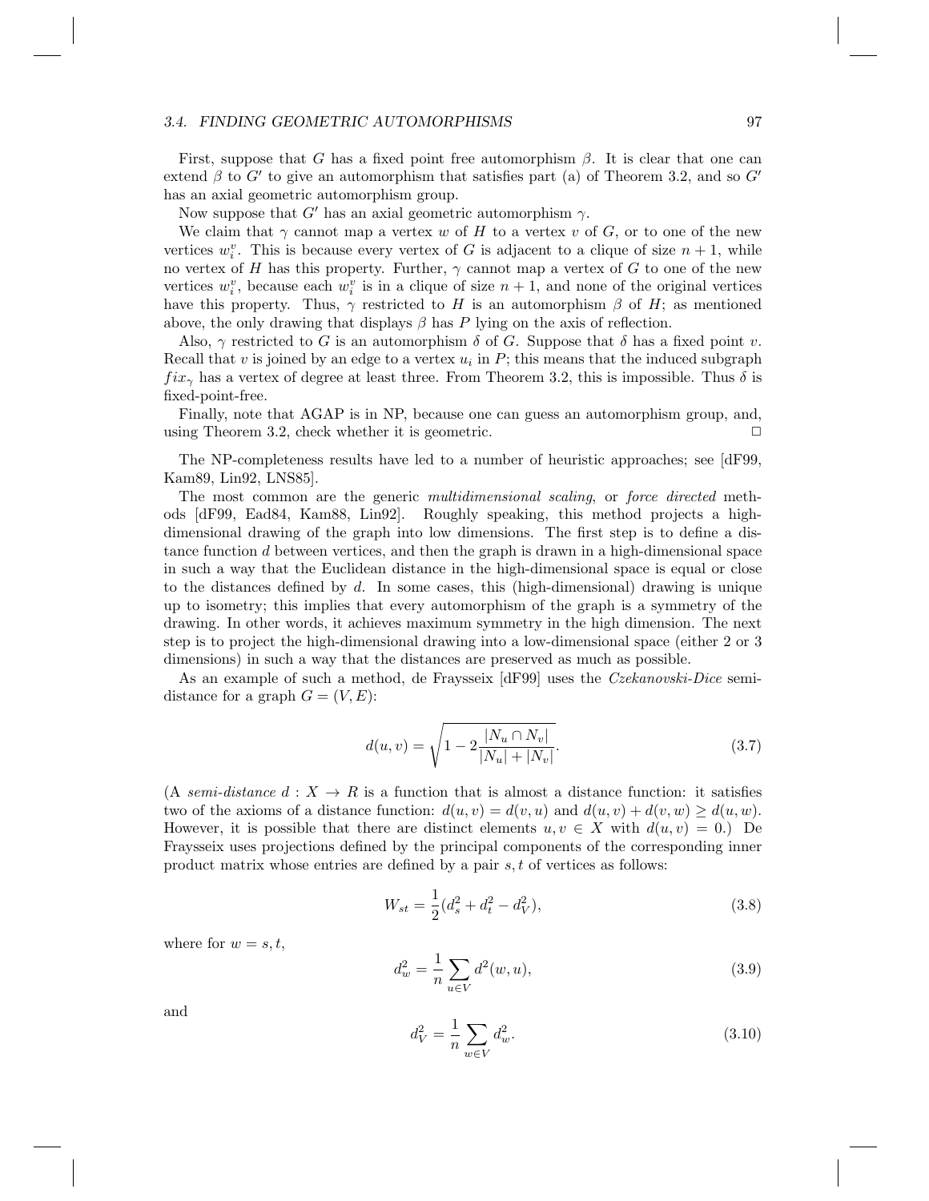First, suppose that $G$ has a fixed point free automorphism $\beta$. It is clear that one can extend $\beta$ to $G'$ to give an automorphism that satisfies part (a) of Theorem 3.2, and so $G'$ has an axial geometric automorphism group.

Now suppose that $G'$ has an axial geometric automorphism $\gamma$.

We claim that $\gamma$ cannot map a vertex $w$ of $H$ to a vertex $v$ of $G$, or to one of the new vertices $w_i^v$. This is because every vertex of $G$ is adjacent to a clique of size $n+1$, while no vertex of $H$ has this property. Further, $\gamma$ cannot map a vertex of $G$ to one of the new vertices $w_i^v$, because each $w_i^v$ is in a clique of size $n+1$, and none of the original vertices have this property. Thus, $\gamma$ restricted to $H$ is an automorphism $\beta$ of $H$; as mentioned above, the only drawing that displays $\beta$ has $P$ lying on the axis of reflection.

Also, $\gamma$ restricted to $G$ is an automorphism $\delta$ of $G$. Suppose that $\delta$ has a fixed point $v$. Recall that $v$ is joined by an edge to a vertex $u_i$ in $P$; this means that the induced subgraph $fix_\gamma$ has a vertex of degree at least three. From Theorem 3.2, this is impossible. Thus $\delta$ is fixed-point-free.

Finally, note that AGAP is in NP, because one can guess an automorphism group, and, using Theorem 3.2, check whether it is geometric. □

The NP-completeness results have led to a number of heuristic approaches; see [dF99, Kam89, Lin92, LNS85].

The most common are the generic *multidimensional scaling*, or *force directed* methods [dF99, Ead84, Kam88, Lin92]. Roughly speaking, this method projects a high-dimensional drawing of the graph into low dimensions. The first step is to define a distance function $d$ between vertices, and then the graph is drawn in a high-dimensional space in such a way that the Euclidean distance in the high-dimensional space is equal or close to the distances defined by $d$. In some cases, this (high-dimensional) drawing is unique up to isometry; this implies that every automorphism of the graph is a symmetry of the drawing. In other words, it achieves maximum symmetry in the high dimension. The next step is to project the high-dimensional drawing into a low-dimensional space (either 2 or 3 dimensions) in such a way that the distances are preserved as much as possible.

As an example of such a method, de Fraysseix [dF99] uses the *Czekanovski-Dice* semi-distance for a graph $G = (V, E)$:

$$d(u, v) = \sqrt{1 - 2\frac{|N_u \cap N_v|}{|N_u| + |N_v|}}. \tag{3.7}$$

(A *semi-distance* $d : X \to R$ is a function that is almost a distance function: it satisfies two of the axioms of a distance function: $d(u, v) = d(v, u)$ and $d(u, v) + d(v, w) \geq d(u, w)$. However, it is possible that there are distinct elements $u, v \in X$ with $d(u, v) = 0$.) De Fraysseix uses projections defined by the principal components of the corresponding inner product matrix whose entries are defined by a pair $s, t$ of vertices as follows:

$$W_{st} = \frac{1}{2}(d_s^2 + d_t^2 - d_V^2), \tag{3.8}$$

where for $w = s, t$,

$$d_w^2 = \frac{1}{n}\sum_{u \in V} d^2(w, u), \tag{3.9}$$

and

$$d_V^2 = \frac{1}{n}\sum_{w \in V} d_w^2. \tag{3.10}$$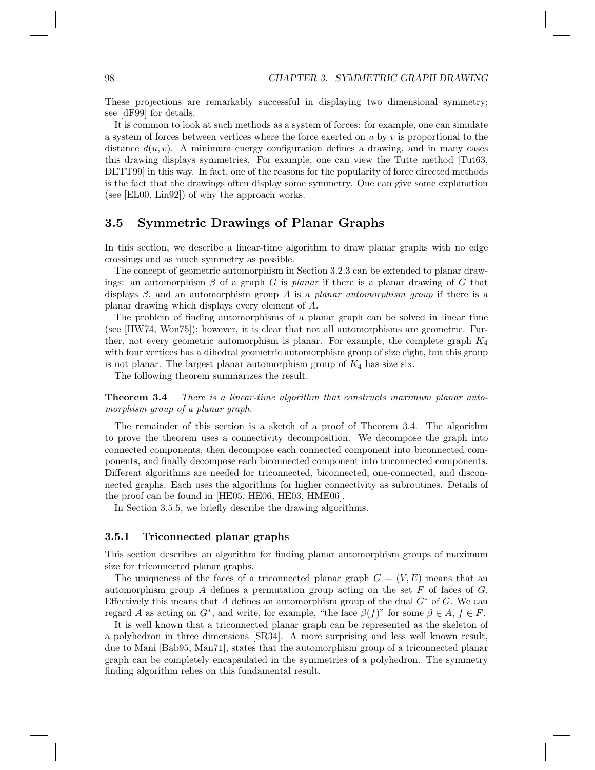These projections are remarkably successful in displaying two dimensional symmetry; see [dF99] for details.

It is common to look at such methods as a system of forces: for example, one can simulate a system of forces between vertices where the force exerted on $u$ by $v$ is proportional to the distance $d(u, v)$. A minimum energy configuration defines a drawing, and in many cases this drawing displays symmetries. For example, one can view the Tutte method [Tut63, DETT99] in this way. In fact, one of the reasons for the popularity of force directed methods is the fact that the drawings often display some symmetry. One can give some explanation (see [EL00, Lin92]) of why the approach works.

## 3.5 Symmetric Drawings of Planar Graphs

In this section, we describe a linear-time algorithm to draw planar graphs with no edge crossings and as much symmetry as possible.

The concept of geometric automorphism in Section 3.2.3 can be extended to planar drawings: an automorphism $\beta$ of a graph $G$ is *planar* if there is a planar drawing of $G$ that displays $\beta$, and an automorphism group $A$ is a *planar automorphism group* if there is a planar drawing which displays every element of $A$.

The problem of finding automorphisms of a planar graph can be solved in linear time (see [HW74, Won75]); however, it is clear that not all automorphisms are geometric. Further, not every geometric automorphism is planar. For example, the complete graph $K_4$ with four vertices has a dihedral geometric automorphism group of size eight, but this group is not planar. The largest planar automorphism group of $K_4$ has size six.

The following theorem summarizes the result.

**Theorem 3.4** *There is a linear-time algorithm that constructs maximum planar automorphism group of a planar graph.*

The remainder of this section is a sketch of a proof of Theorem 3.4. The algorithm to prove the theorem uses a connectivity decomposition. We decompose the graph into connected components, then decompose each connected component into biconnected components, and finally decompose each biconnected component into triconnected components. Different algorithms are needed for triconnected, biconnected, one-connected, and disconnected graphs. Each uses the algorithms for higher connectivity as subroutines. Details of the proof can be found in [HE05, HE06, HE03, HME06].

In Section 3.5.5, we briefly describe the drawing algorithms.

### 3.5.1 Triconnected planar graphs

This section describes an algorithm for finding planar automorphism groups of maximum size for triconnected planar graphs.

The uniqueness of the faces of a triconnected planar graph $G = (V, E)$ means that an automorphism group $A$ defines a permutation group acting on the set $F$ of faces of $G$. Effectively this means that $A$ defines an automorphism group of the dual $G^*$ of $G$. We can regard $A$ as acting on $G^*$, and write, for example, "the face $\beta(f)$" for some $\beta \in A$, $f \in F$.

It is well known that a triconnected planar graph can be represented as the skeleton of a polyhedron in three dimensions [SR34]. A more surprising and less well known result, due to Mani [Bab95, Man71], states that the automorphism group of a triconnected planar graph can be completely encapsulated in the symmetries of a polyhedron. The symmetry finding algorithm relies on this fundamental result.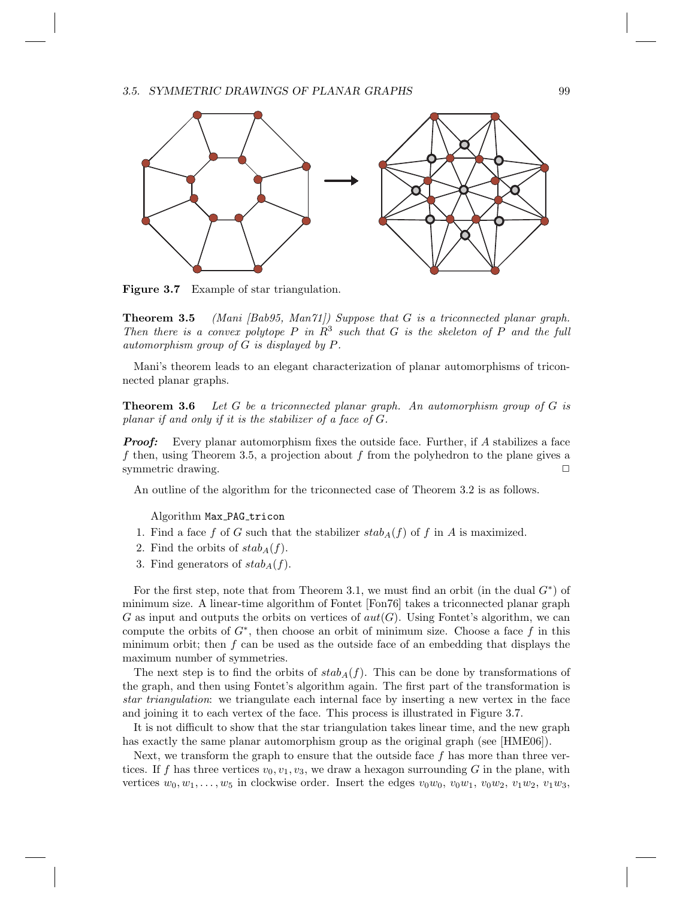**Figure 3.7** Example of star triangulation.

**Theorem 3.5** *(Mani [Bab95, Man71]) Suppose that $G$ is a triconnected planar graph. Then there is a convex polytope $P$ in $R^3$ such that $G$ is the skeleton of $P$ and the full automorphism group of $G$ is displayed by $P$.*

Mani's theorem leads to an elegant characterization of planar automorphisms of triconnected planar graphs.

**Theorem 3.6** *Let $G$ be a triconnected planar graph. An automorphism group of $G$ is planar if and only if it is the stabilizer of a face of $G$.*

***Proof:*** Every planar automorphism fixes the outside face. Further, if $A$ stabilizes a face $f$ then, using Theorem 3.5, a projection about $f$ from the polyhedron to the plane gives a symmetric drawing. □

An outline of the algorithm for the triconnected case of Theorem 3.2 is as follows.

Algorithm `Max_PAG_tricon`

1. Find a face $f$ of $G$ such that the stabilizer $stab_A(f)$ of $f$ in $A$ is maximized.
2. Find the orbits of $stab_A(f)$.
3. Find generators of $stab_A(f)$.

For the first step, note that from Theorem 3.1, we must find an orbit (in the dual $G^*$) of minimum size. A linear-time algorithm of Fontet [Fon76] takes a triconnected planar graph $G$ as input and outputs the orbits on vertices of $aut(G)$. Using Fontet's algorithm, we can compute the orbits of $G^*$, then choose an orbit of minimum size. Choose a face $f$ in this minimum orbit; then $f$ can be used as the outside face of an embedding that displays the maximum number of symmetries.

The next step is to find the orbits of $stab_A(f)$. This can be done by transformations of the graph, and then using Fontet's algorithm again. The first part of the transformation is *star triangulation*: we triangulate each internal face by inserting a new vertex in the face and joining it to each vertex of the face. This process is illustrated in Figure 3.7.

It is not difficult to show that the star triangulation takes linear time, and the new graph has exactly the same planar automorphism group as the original graph (see [HME06]).

Next, we transform the graph to ensure that the outside face $f$ has more than three vertices. If $f$ has three vertices $v_0, v_1, v_3$, we draw a hexagon surrounding $G$ in the plane, with vertices $w_0, w_1, \ldots, w_5$ in clockwise order. Insert the edges $v_0w_0$, $v_0w_1$, $v_0w_2$, $v_1w_2$, $v_1w_3$,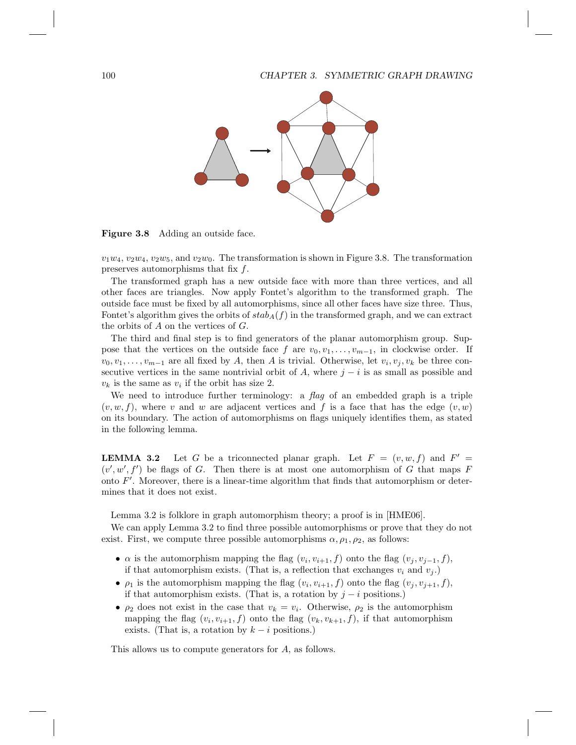**Figure 3.8** Adding an outside face.

$v_1w_4$, $v_2w_4$, $v_2w_5$, and $v_2w_0$. The transformation is shown in Figure 3.8. The transformation preserves automorphisms that fix $f$.

The transformed graph has a new outside face with more than three vertices, and all other faces are triangles. Now apply Fontet's algorithm to the transformed graph. The outside face must be fixed by all automorphisms, since all other faces have size three. Thus, Fontet's algorithm gives the orbits of $stab_A(f)$ in the transformed graph, and we can extract the orbits of $A$ on the vertices of $G$.

The third and final step is to find generators of the planar automorphism group. Suppose that the vertices on the outside face $f$ are $v_0, v_1, \ldots, v_{m-1}$, in clockwise order. If $v_0, v_1, \ldots, v_{m-1}$ are all fixed by $A$, then $A$ is trivial. Otherwise, let $v_i, v_j, v_k$ be three consecutive vertices in the same nontrivial orbit of $A$, where $j - i$ is as small as possible and $v_k$ is the same as $v_i$ if the orbit has size 2.

We need to introduce further terminology: a *flag* of an embedded graph is a triple $(v, w, f)$, where $v$ and $w$ are adjacent vertices and $f$ is a face that has the edge $(v, w)$ on its boundary. The action of automorphisms on flags uniquely identifies them, as stated in the following lemma.

**LEMMA 3.2** Let $G$ be a triconnected planar graph. Let $F = (v, w, f)$ and $F' = (v', w', f')$ be flags of $G$. Then there is at most one automorphism of $G$ that maps $F$ onto $F'$. Moreover, there is a linear-time algorithm that finds that automorphism or determines that it does not exist.

Lemma 3.2 is folklore in graph automorphism theory; a proof is in [HME06].

We can apply Lemma 3.2 to find three possible automorphisms or prove that they do not exist. First, we compute three possible automorphisms $\alpha, \rho_1, \rho_2$, as follows:

- $\alpha$ is the automorphism mapping the flag $(v_i, v_{i+1}, f)$ onto the flag $(v_j, v_{j-1}, f)$, if that automorphism exists. (That is, a reflection that exchanges $v_i$ and $v_j$.)
- $\rho_1$ is the automorphism mapping the flag $(v_i, v_{i+1}, f)$ onto the flag $(v_j, v_{j+1}, f)$, if that automorphism exists. (That is, a rotation by $j - i$ positions.)
- $\rho_2$ does not exist in the case that $v_k = v_i$. Otherwise, $\rho_2$ is the automorphism mapping the flag $(v_i, v_{i+1}, f)$ onto the flag $(v_k, v_{k+1}, f)$, if that automorphism exists. (That is, a rotation by $k - i$ positions.)

This allows us to compute generators for $A$, as follows.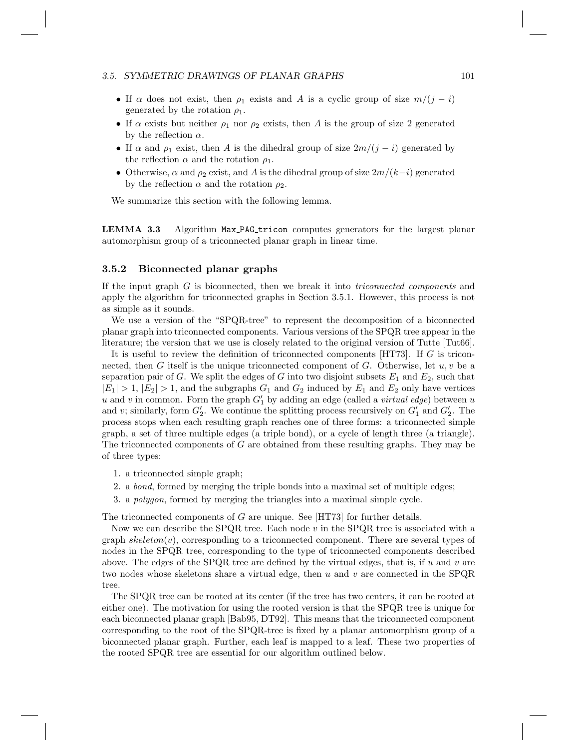- If $\alpha$ does not exist, then $\rho_1$ exists and $A$ is a cyclic group of size $m/(j-i)$ generated by the rotation $\rho_1$.
- If $\alpha$ exists but neither $\rho_1$ nor $\rho_2$ exists, then $A$ is the group of size 2 generated by the reflection $\alpha$.
- If $\alpha$ and $\rho_1$ exist, then $A$ is the dihedral group of size $2m/(j-i)$ generated by the reflection $\alpha$ and the rotation $\rho_1$.
- Otherwise, $\alpha$ and $\rho_2$ exist, and $A$ is the dihedral group of size $2m/(k-i)$ generated by the reflection $\alpha$ and the rotation $\rho_2$.

We summarize this section with the following lemma.

**LEMMA 3.3** Algorithm `Max_PAG_tricon` computes generators for the largest planar automorphism group of a triconnected planar graph in linear time.

### 3.5.2 Biconnected planar graphs

If the input graph $G$ is biconnected, then we break it into *triconnected components* and apply the algorithm for triconnected graphs in Section 3.5.1. However, this process is not as simple as it sounds.

We use a version of the "SPQR-tree" to represent the decomposition of a biconnected planar graph into triconnected components. Various versions of the SPQR tree appear in the literature; the version that we use is closely related to the original version of Tutte [Tut66].

It is useful to review the definition of triconnected components [HT73]. If $G$ is triconnected, then $G$ itself is the unique triconnected component of $G$. Otherwise, let $u, v$ be a separation pair of $G$. We split the edges of $G$ into two disjoint subsets $E_1$ and $E_2$, such that $|E_1| > 1$, $|E_2| > 1$, and the subgraphs $G_1$ and $G_2$ induced by $E_1$ and $E_2$ only have vertices $u$ and $v$ in common. Form the graph $G'_1$ by adding an edge (called a *virtual edge*) between $u$ and $v$; similarly, form $G'_2$. We continue the splitting process recursively on $G'_1$ and $G'_2$. The process stops when each resulting graph reaches one of three forms: a triconnected simple graph, a set of three multiple edges (a triple bond), or a cycle of length three (a triangle). The triconnected components of $G$ are obtained from these resulting graphs. They may be of three types:

1. a triconnected simple graph;
2. a *bond*, formed by merging the triple bonds into a maximal set of multiple edges;
3. a *polygon*, formed by merging the triangles into a maximal simple cycle.

The triconnected components of $G$ are unique. See [HT73] for further details.

Now we can describe the SPQR tree. Each node $v$ in the SPQR tree is associated with a graph $skeleton(v)$, corresponding to a triconnected component. There are several types of nodes in the SPQR tree, corresponding to the type of triconnected components described above. The edges of the SPQR tree are defined by the virtual edges, that is, if $u$ and $v$ are two nodes whose skeletons share a virtual edge, then $u$ and $v$ are connected in the SPQR tree.

The SPQR tree can be rooted at its center (if the tree has two centers, it can be rooted at either one). The motivation for using the rooted version is that the SPQR tree is unique for each biconnected planar graph [Bab95, DT92]. This means that the triconnected component corresponding to the root of the SPQR-tree is fixed by a planar automorphism group of a biconnected planar graph. Further, each leaf is mapped to a leaf. These two properties of the rooted SPQR tree are essential for our algorithm outlined below.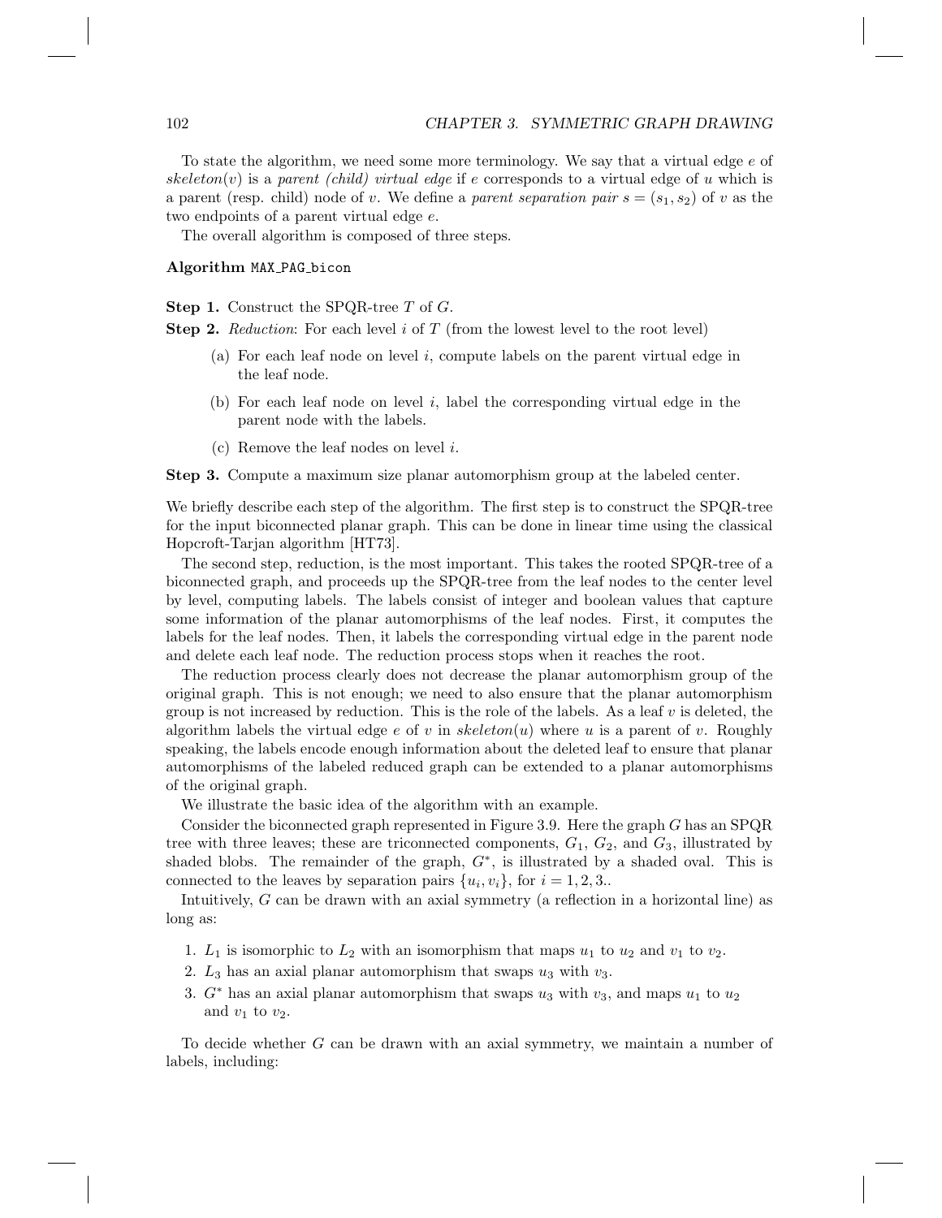To state the algorithm, we need some more terminology. We say that a virtual edge $e$ of $skeleton(v)$ is a *parent (child) virtual edge* if $e$ corresponds to a virtual edge of $u$ which is a parent (resp. child) node of $v$. We define a *parent separation pair* $s = (s_1, s_2)$ of $v$ as the two endpoints of a parent virtual edge $e$.

The overall algorithm is composed of three steps.

**Algorithm** `MAX_PAG_bicon`

**Step 1.** Construct the SPQR-tree $T$ of $G$.

**Step 2.** *Reduction*: For each level $i$ of $T$ (from the lowest level to the root level)

- (a) For each leaf node on level $i$, compute labels on the parent virtual edge in the leaf node.
- (b) For each leaf node on level $i$, label the corresponding virtual edge in the parent node with the labels.
- (c) Remove the leaf nodes on level $i$.

**Step 3.** Compute a maximum size planar automorphism group at the labeled center.

We briefly describe each step of the algorithm. The first step is to construct the SPQR-tree for the input biconnected planar graph. This can be done in linear time using the classical Hopcroft-Tarjan algorithm [HT73].

The second step, reduction, is the most important. This takes the rooted SPQR-tree of a biconnected graph, and proceeds up the SPQR-tree from the leaf nodes to the center level by level, computing labels. The labels consist of integer and boolean values that capture some information of the planar automorphisms of the leaf nodes. First, it computes the labels for the leaf nodes. Then, it labels the corresponding virtual edge in the parent node and delete each leaf node. The reduction process stops when it reaches the root.

The reduction process clearly does not decrease the planar automorphism group of the original graph. This is not enough; we need to also ensure that the planar automorphism group is not increased by reduction. This is the role of the labels. As a leaf $v$ is deleted, the algorithm labels the virtual edge $e$ of $v$ in $skeleton(u)$ where $u$ is a parent of $v$. Roughly speaking, the labels encode enough information about the deleted leaf to ensure that planar automorphisms of the labeled reduced graph can be extended to a planar automorphisms of the original graph.

We illustrate the basic idea of the algorithm with an example.

Consider the biconnected graph represented in Figure 3.9. Here the graph $G$ has an SPQR tree with three leaves; these are triconnected components, $G_1$, $G_2$, and $G_3$, illustrated by shaded blobs. The remainder of the graph, $G^*$, is illustrated by a shaded oval. This is connected to the leaves by separation pairs $\{u_i, v_i\}$, for $i = 1, 2, 3$..

Intuitively, $G$ can be drawn with an axial symmetry (a reflection in a horizontal line) as long as:

1. $L_1$ is isomorphic to $L_2$ with an isomorphism that maps $u_1$ to $u_2$ and $v_1$ to $v_2$.
2. $L_3$ has an axial planar automorphism that swaps $u_3$ with $v_3$.
3. $G^*$ has an axial planar automorphism that swaps $u_3$ with $v_3$, and maps $u_1$ to $u_2$ and $v_1$ to $v_2$.

To decide whether $G$ can be drawn with an axial symmetry, we maintain a number of labels, including: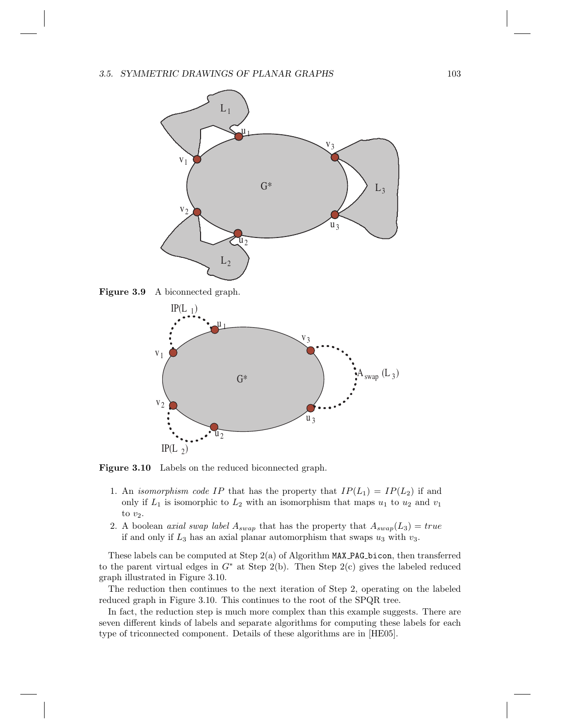**Figure 3.9** A biconnected graph.

**Figure 3.10** Labels on the reduced biconnected graph.

1. An *isomorphism code* $IP$ that has the property that $IP(L_1) = IP(L_2)$ if and only if $L_1$ is isomorphic to $L_2$ with an isomorphism that maps $u_1$ to $u_2$ and $v_1$ to $v_2$.
2. A boolean *axial swap label* $A_{swap}$ that has the property that $A_{swap}(L_3) = true$ if and only if $L_3$ has an axial planar automorphism that swaps $u_3$ with $v_3$.

These labels can be computed at Step 2(a) of Algorithm MAX_PAG_bicon, then transferred to the parent virtual edges in $G^*$ at Step 2(b). Then Step 2(c) gives the labeled reduced graph illustrated in Figure 3.10.

The reduction then continues to the next iteration of Step 2, operating on the labeled reduced graph in Figure 3.10. This continues to the root of the SPQR tree.

In fact, the reduction step is much more complex than this example suggests. There are seven different kinds of labels and separate algorithms for computing these labels for each type of triconnected component. Details of these algorithms are in [HE05].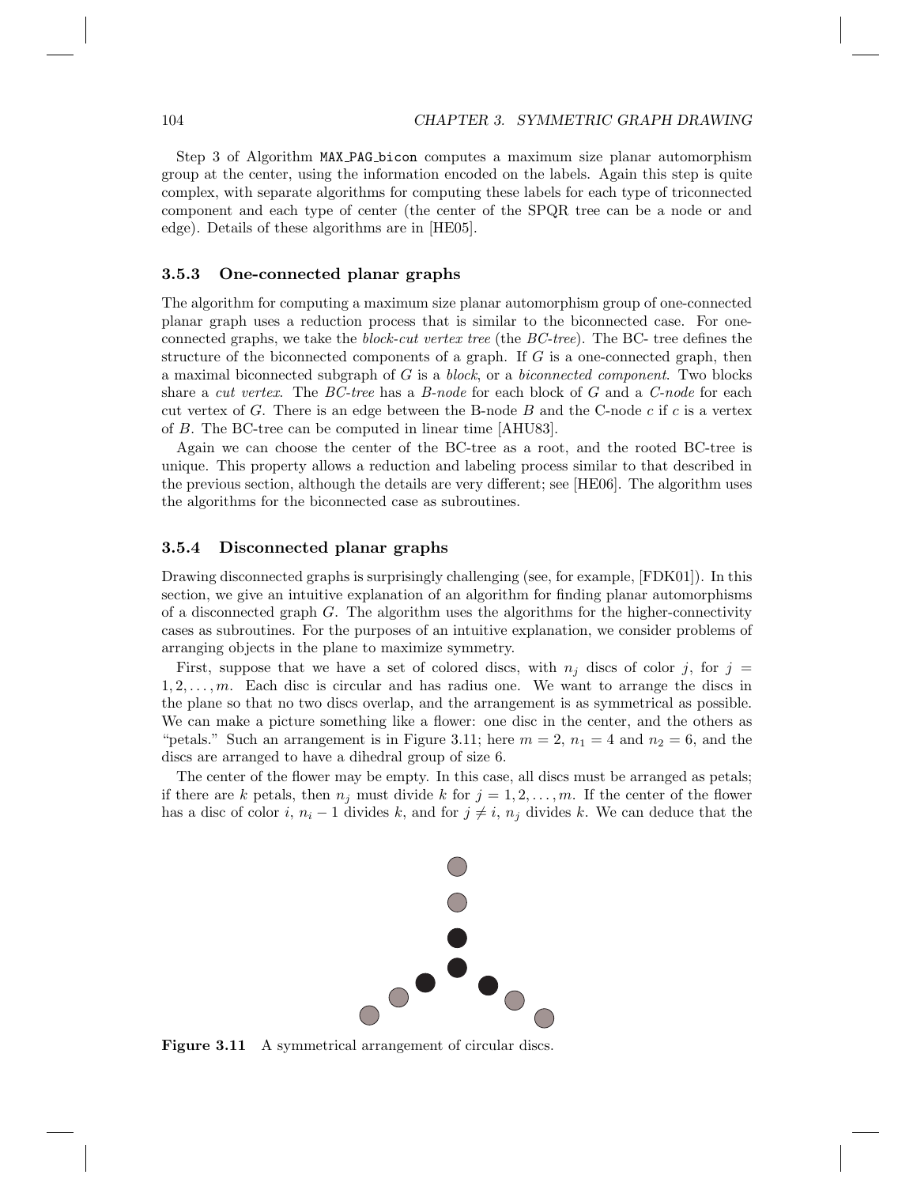Step 3 of Algorithm MAX_PAG_bicon computes a maximum size planar automorphism group at the center, using the information encoded on the labels. Again this step is quite complex, with separate algorithms for computing these labels for each type of triconnected component and each type of center (the center of the SPQR tree can be a node or and edge). Details of these algorithms are in [HE05].

### 3.5.3 One-connected planar graphs

The algorithm for computing a maximum size planar automorphism group of one-connected planar graph uses a reduction process that is similar to the biconnected case. For one-connected graphs, we take the *block-cut vertex tree* (the *BC-tree*). The BC- tree defines the structure of the biconnected components of a graph. If $G$ is a one-connected graph, then a maximal biconnected subgraph of $G$ is a *block*, or a *biconnected component*. Two blocks share a *cut vertex*. The *BC-tree* has a *B-node* for each block of $G$ and a *C-node* for each cut vertex of $G$. There is an edge between the B-node $B$ and the C-node $c$ if $c$ is a vertex of $B$. The BC-tree can be computed in linear time [AHU83].

Again we can choose the center of the BC-tree as a root, and the rooted BC-tree is unique. This property allows a reduction and labeling process similar to that described in the previous section, although the details are very different; see [HE06]. The algorithm uses the algorithms for the biconnected case as subroutines.

### 3.5.4 Disconnected planar graphs

Drawing disconnected graphs is surprisingly challenging (see, for example, [FDK01]). In this section, we give an intuitive explanation of an algorithm for finding planar automorphisms of a disconnected graph $G$. The algorithm uses the algorithms for the higher-connectivity cases as subroutines. For the purposes of an intuitive explanation, we consider problems of arranging objects in the plane to maximize symmetry.

First, suppose that we have a set of colored discs, with $n_j$ discs of color $j$, for $j = 1, 2, \ldots, m$. Each disc is circular and has radius one. We want to arrange the discs in the plane so that no two discs overlap, and the arrangement is as symmetrical as possible. We can make a picture something like a flower: one disc in the center, and the others as "petals." Such an arrangement is in Figure 3.11; here $m = 2$, $n_1 = 4$ and $n_2 = 6$, and the discs are arranged to have a dihedral group of size 6.

The center of the flower may be empty. In this case, all discs must be arranged as petals; if there are $k$ petals, then $n_j$ must divide $k$ for $j = 1, 2, \ldots, m$. If the center of the flower has a disc of color $i$, $n_i - 1$ divides $k$, and for $j \neq i$, $n_j$ divides $k$. We can deduce that the

**Figure 3.11** A symmetrical arrangement of circular discs.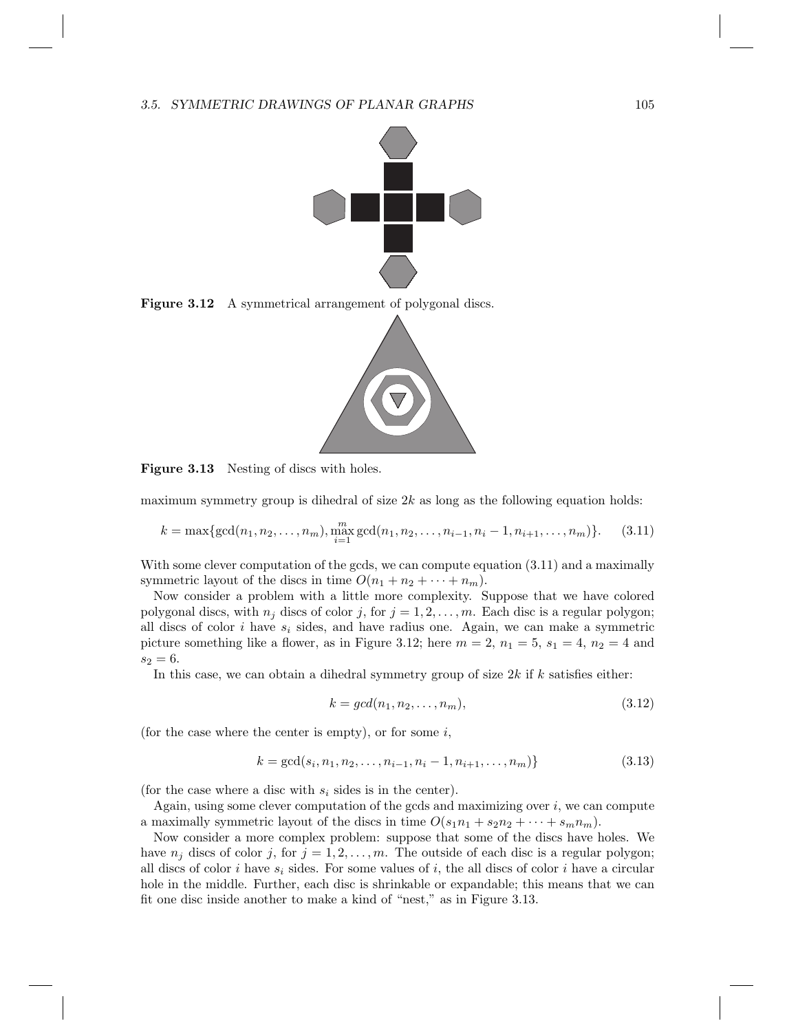**Figure 3.12** A symmetrical arrangement of polygonal discs.

**Figure 3.13** Nesting of discs with holes.

maximum symmetry group is dihedral of size $2k$ as long as the following equation holds:

$$k = \max\{\gcd(n_1, n_2, \ldots, n_m), \max_{i=1}^{m} \gcd(n_1, n_2, \ldots, n_{i-1}, n_i - 1, n_{i+1}, \ldots, n_m)\}. \quad (3.11)$$

With some clever computation of the gcds, we can compute equation (3.11) and a maximally symmetric layout of the discs in time $O(n_1 + n_2 + \cdots + n_m)$.

Now consider a problem with a little more complexity. Suppose that we have colored polygonal discs, with $n_j$ discs of color $j$, for $j = 1, 2, \ldots, m$. Each disc is a regular polygon; all discs of color $i$ have $s_i$ sides, and have radius one. Again, we can make a symmetric picture something like a flower, as in Figure 3.12; here $m = 2$, $n_1 = 5$, $s_1 = 4$, $n_2 = 4$ and $s_2 = 6$.

In this case, we can obtain a dihedral symmetry group of size $2k$ if $k$ satisfies either:

$$k = gcd(n_1, n_2, \ldots, n_m), \quad (3.12)$$

(for the case where the center is empty), or for some $i$,

$$k = \gcd(s_i, n_1, n_2, \ldots, n_{i-1}, n_i - 1, n_{i+1}, \ldots, n_m)\} \quad (3.13)$$

(for the case where a disc with $s_i$ sides is in the center).

Again, using some clever computation of the gcds and maximizing over $i$, we can compute a maximally symmetric layout of the discs in time $O(s_1 n_1 + s_2 n_2 + \cdots + s_m n_m)$.

Now consider a more complex problem: suppose that some of the discs have holes. We have $n_j$ discs of color $j$, for $j = 1, 2, \ldots, m$. The outside of each disc is a regular polygon; all discs of color $i$ have $s_i$ sides. For some values of $i$, the all discs of color $i$ have a circular hole in the middle. Further, each disc is shrinkable or expandable; this means that we can fit one disc inside another to make a kind of "nest," as in Figure 3.13.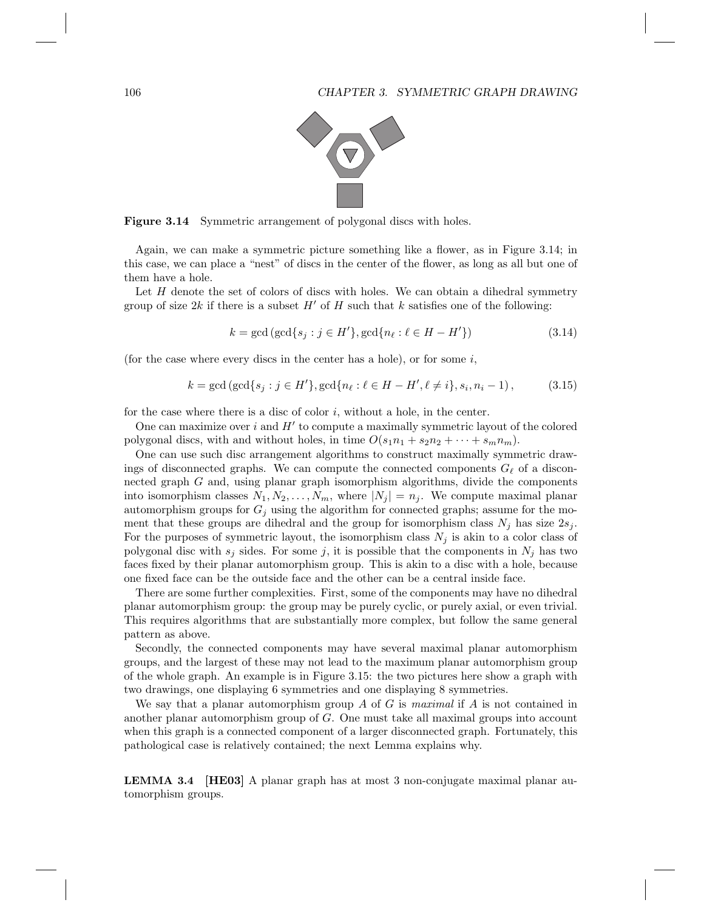**Figure 3.14** Symmetric arrangement of polygonal discs with holes.

Again, we can make a symmetric picture something like a flower, as in Figure 3.14; in this case, we can place a "nest" of discs in the center of the flower, as long as all but one of them have a hole.

Let $H$ denote the set of colors of discs with holes. We can obtain a dihedral symmetry group of size $2k$ if there is a subset $H'$ of $H$ such that $k$ satisfies one of the following:

$$k = \gcd\left(\gcd\{s_j : j \in H'\}, \gcd\{n_\ell : \ell \in H - H'\}\right) \tag{3.14}$$

(for the case where every discs in the center has a hole), or for some $i$,

$$k = \gcd\left(\gcd\{s_j : j \in H'\}, \gcd\{n_\ell : \ell \in H - H', \ell \neq i\}, s_i, n_i - 1\right), \tag{3.15}$$

for the case where there is a disc of color $i$, without a hole, in the center.

One can maximize over $i$ and $H'$ to compute a maximally symmetric layout of the colored polygonal discs, with and without holes, in time $O(s_1 n_1 + s_2 n_2 + \cdots + s_m n_m)$.

One can use such disc arrangement algorithms to construct maximally symmetric drawings of disconnected graphs. We can compute the connected components $G_\ell$ of a disconnected graph $G$ and, using planar graph isomorphism algorithms, divide the components into isomorphism classes $N_1, N_2, \ldots, N_m$, where $|N_j| = n_j$. We compute maximal planar automorphism groups for $G_j$ using the algorithm for connected graphs; assume for the moment that these groups are dihedral and the group for isomorphism class $N_j$ has size $2s_j$. For the purposes of symmetric layout, the isomorphism class $N_j$ is akin to a color class of polygonal disc with $s_j$ sides. For some $j$, it is possible that the components in $N_j$ has two faces fixed by their planar automorphism group. This is akin to a disc with a hole, because one fixed face can be the outside face and the other can be a central inside face.

There are some further complexities. First, some of the components may have no dihedral planar automorphism group: the group may be purely cyclic, or purely axial, or even trivial. This requires algorithms that are substantially more complex, but follow the same general pattern as above.

Secondly, the connected components may have several maximal planar automorphism groups, and the largest of these may not lead to the maximum planar automorphism group of the whole graph. An example is in Figure 3.15: the two pictures here show a graph with two drawings, one displaying 6 symmetries and one displaying 8 symmetries.

We say that a planar automorphism group $A$ of $G$ is *maximal* if $A$ is not contained in another planar automorphism group of $G$. One must take all maximal groups into account when this graph is a connected component of a larger disconnected graph. Fortunately, this pathological case is relatively contained; the next Lemma explains why.

**LEMMA 3.4** **[HE03]** A planar graph has at most 3 non-conjugate maximal planar automorphism groups.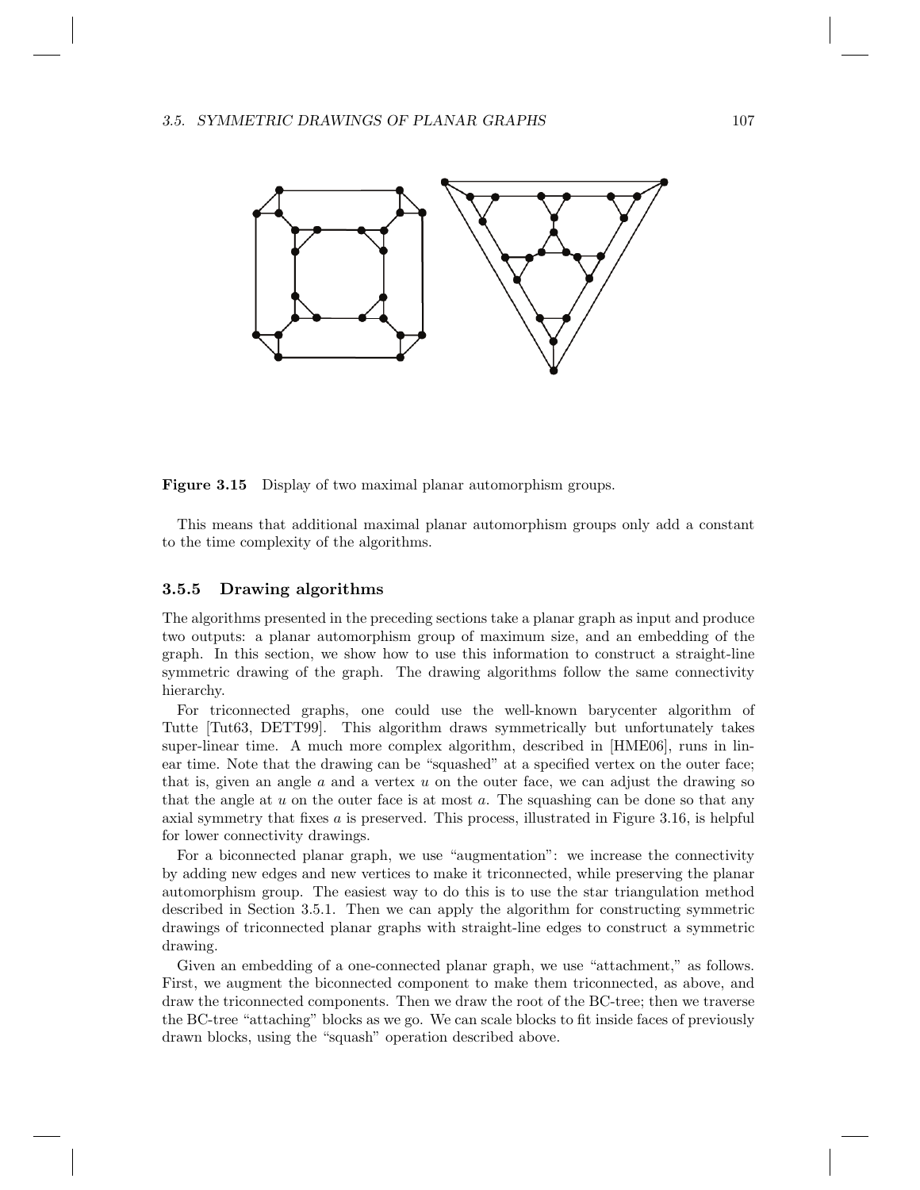**Figure 3.15** Display of two maximal planar automorphism groups.

This means that additional maximal planar automorphism groups only add a constant to the time complexity of the algorithms.

### 3.5.5 Drawing algorithms

The algorithms presented in the preceding sections take a planar graph as input and produce two outputs: a planar automorphism group of maximum size, and an embedding of the graph. In this section, we show how to use this information to construct a straight-line symmetric drawing of the graph. The drawing algorithms follow the same connectivity hierarchy.

For triconnected graphs, one could use the well-known barycenter algorithm of Tutte [Tut63, DETT99]. This algorithm draws symmetrically but unfortunately takes super-linear time. A much more complex algorithm, described in [HME06], runs in linear time. Note that the drawing can be "squashed" at a specified vertex on the outer face; that is, given an angle $a$ and a vertex $u$ on the outer face, we can adjust the drawing so that the angle at $u$ on the outer face is at most $a$. The squashing can be done so that any axial symmetry that fixes $a$ is preserved. This process, illustrated in Figure 3.16, is helpful for lower connectivity drawings.

For a biconnected planar graph, we use "augmentation": we increase the connectivity by adding new edges and new vertices to make it triconnected, while preserving the planar automorphism group. The easiest way to do this is to use the star triangulation method described in Section 3.5.1. Then we can apply the algorithm for constructing symmetric drawings of triconnected planar graphs with straight-line edges to construct a symmetric drawing.

Given an embedding of a one-connected planar graph, we use "attachment," as follows. First, we augment the biconnected component to make them triconnected, as above, and draw the triconnected components. Then we draw the root of the BC-tree; then we traverse the BC-tree "attaching" blocks as we go. We can scale blocks to fit inside faces of previously drawn blocks, using the "squash" operation described above.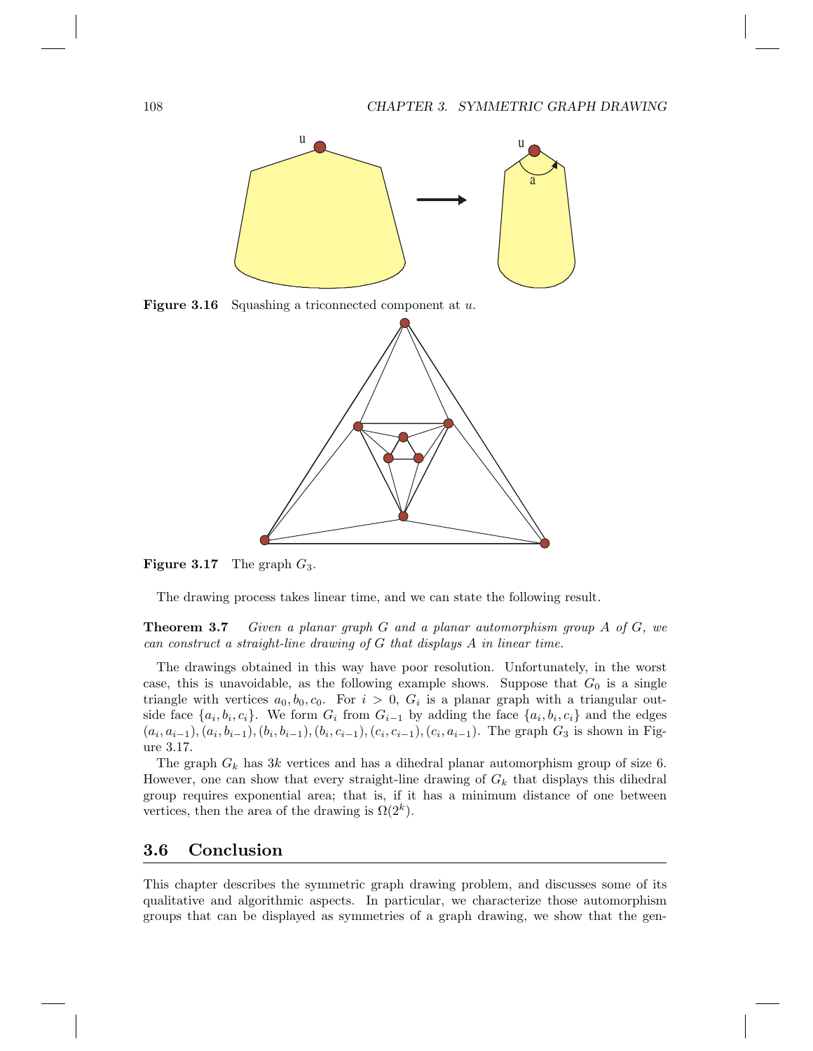**Figure 3.16** Squashing a triconnected component at $u$.

**Figure 3.17** The graph $G_3$.

The drawing process takes linear time, and we can state the following result.

**Theorem 3.7** *Given a planar graph $G$ and a planar automorphism group $A$ of $G$, we can construct a straight-line drawing of $G$ that displays $A$ in linear time.*

The drawings obtained in this way have poor resolution. Unfortunately, in the worst case, this is unavoidable, as the following example shows. Suppose that $G_0$ is a single triangle with vertices $a_0, b_0, c_0$. For $i > 0$, $G_i$ is a planar graph with a triangular outside face $\{a_i, b_i, c_i\}$. We form $G_i$ from $G_{i-1}$ by adding the face $\{a_i, b_i, c_i\}$ and the edges $(a_i, a_{i-1}), (a_i, b_{i-1}), (b_i, b_{i-1}), (b_i, c_{i-1}), (c_i, c_{i-1}), (c_i, a_{i-1})$. The graph $G_3$ is shown in Figure 3.17.

The graph $G_k$ has $3k$ vertices and has a dihedral planar automorphism group of size 6. However, one can show that every straight-line drawing of $G_k$ that displays this dihedral group requires exponential area; that is, if it has a minimum distance of one between vertices, then the area of the drawing is $\Omega(2^k)$.

## 3.6 Conclusion

This chapter describes the symmetric graph drawing problem, and discusses some of its qualitative and algorithmic aspects. In particular, we characterize those automorphism groups that can be displayed as symmetries of a graph drawing, we show that the gen-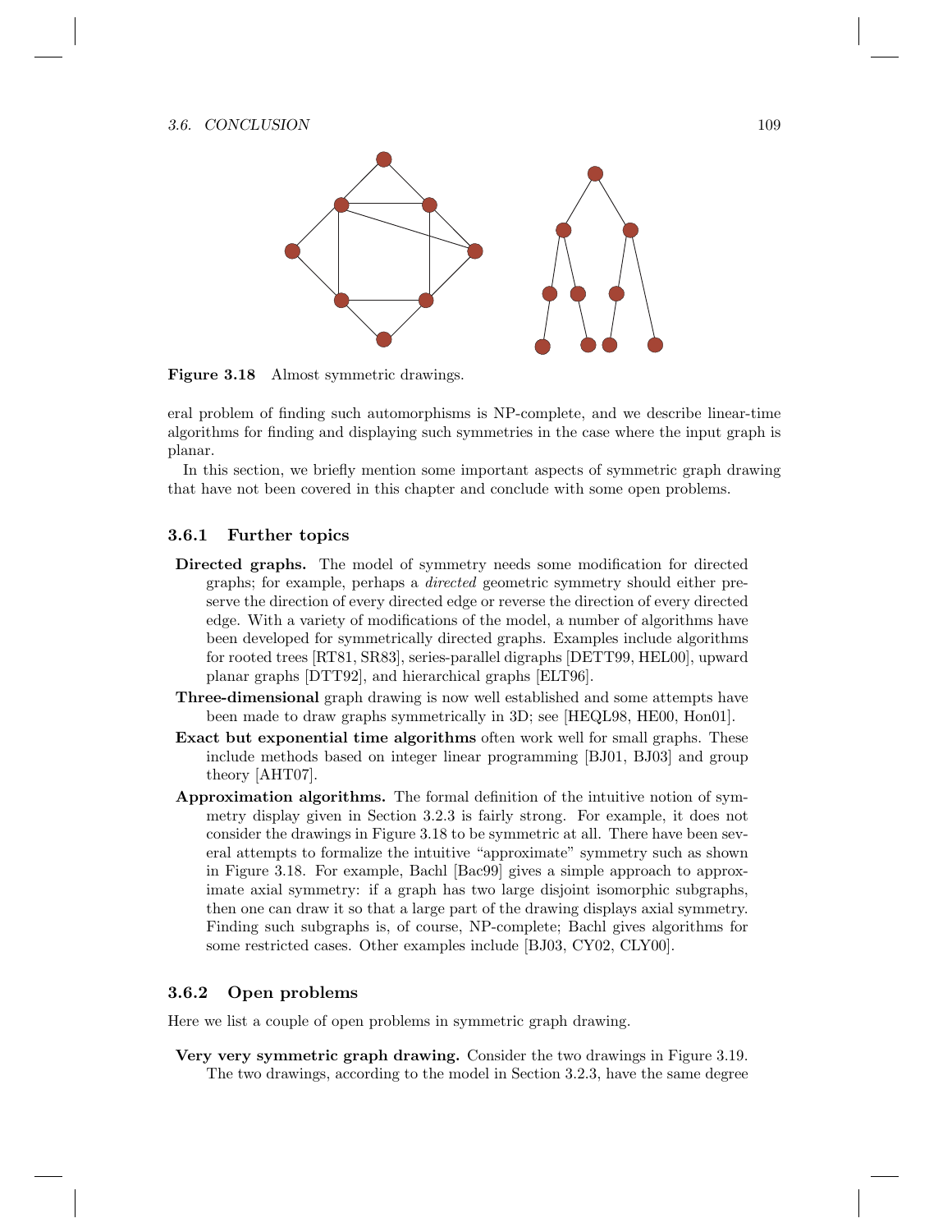**Figure 3.18** Almost symmetric drawings.

eral problem of finding such automorphisms is NP-complete, and we describe linear-time algorithms for finding and displaying such symmetries in the case where the input graph is planar.

In this section, we briefly mention some important aspects of symmetric graph drawing that have not been covered in this chapter and conclude with some open problems.

### 3.6.1 Further topics

**Directed graphs.** The model of symmetry needs some modification for directed graphs; for example, perhaps a *directed* geometric symmetry should either preserve the direction of every directed edge or reverse the direction of every directed edge. With a variety of modifications of the model, a number of algorithms have been developed for symmetrically directed graphs. Examples include algorithms for rooted trees [RT81, SR83], series-parallel digraphs [DETT99, HEL00], upward planar graphs [DTT92], and hierarchical graphs [ELT96].

**Three-dimensional** graph drawing is now well established and some attempts have been made to draw graphs symmetrically in 3D; see [HEQL98, HE00, Hon01].

**Exact but exponential time algorithms** often work well for small graphs. These include methods based on integer linear programming [BJ01, BJ03] and group theory [AHT07].

**Approximation algorithms.** The formal definition of the intuitive notion of symmetry display given in Section 3.2.3 is fairly strong. For example, it does not consider the drawings in Figure 3.18 to be symmetric at all. There have been several attempts to formalize the intuitive "approximate" symmetry such as shown in Figure 3.18. For example, Bachl [Bac99] gives a simple approach to approximate axial symmetry: if a graph has two large disjoint isomorphic subgraphs, then one can draw it so that a large part of the drawing displays axial symmetry. Finding such subgraphs is, of course, NP-complete; Bachl gives algorithms for some restricted cases. Other examples include [BJ03, CY02, CLY00].

### 3.6.2 Open problems

Here we list a couple of open problems in symmetric graph drawing.

**Very very symmetric graph drawing.** Consider the two drawings in Figure 3.19. The two drawings, according to the model in Section 3.2.3, have the same degree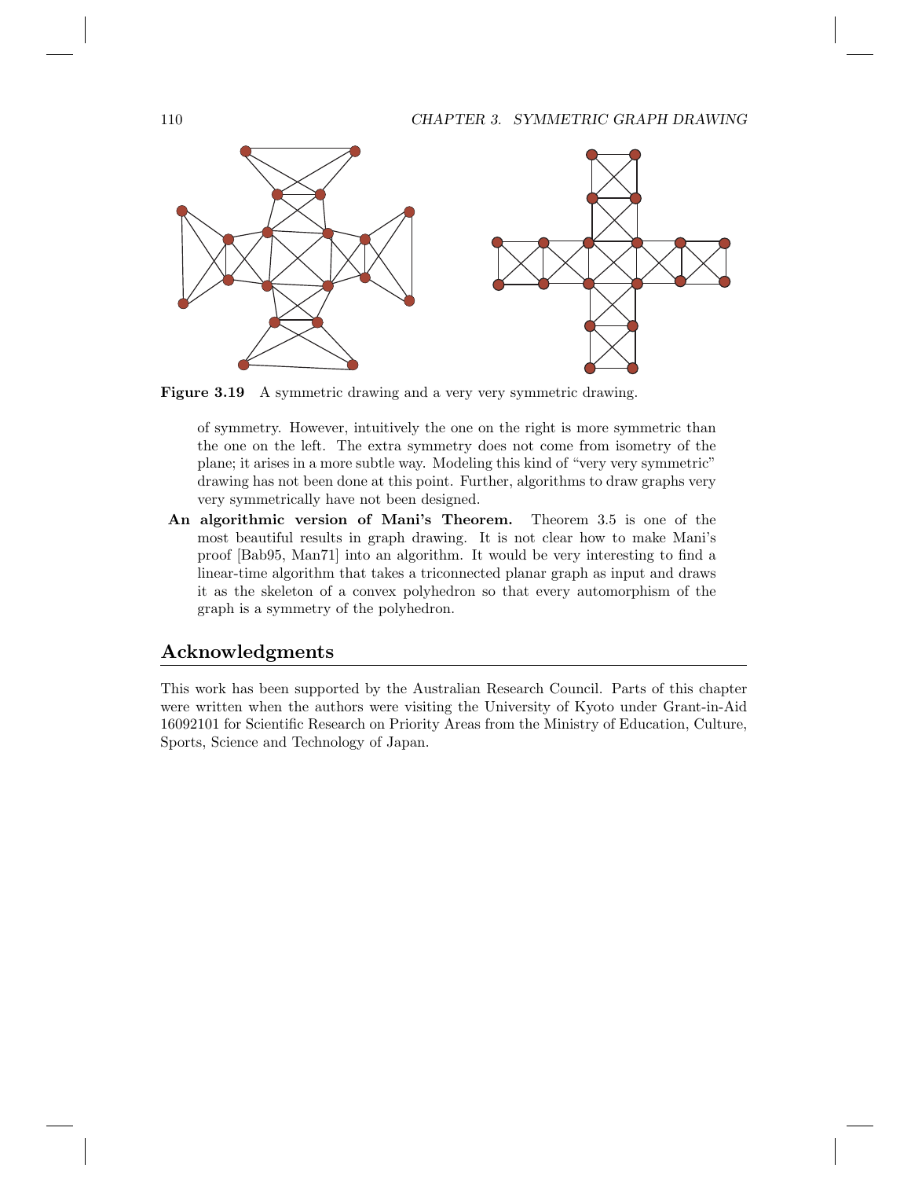**Figure 3.19** A symmetric drawing and a very very symmetric drawing.

of symmetry. However, intuitively the one on the right is more symmetric than the one on the left. The extra symmetry does not come from isometry of the plane; it arises in a more subtle way. Modeling this kind of "very very symmetric" drawing has not been done at this point. Further, algorithms to draw graphs very very symmetrically have not been designed.

**An algorithmic version of Mani's Theorem.** Theorem 3.5 is one of the most beautiful results in graph drawing. It is not clear how to make Mani's proof [Bab95, Man71] into an algorithm. It would be very interesting to find a linear-time algorithm that takes a triconnected planar graph as input and draws it as the skeleton of a convex polyhedron so that every automorphism of the graph is a symmetry of the polyhedron.

## Acknowledgments

This work has been supported by the Australian Research Council. Parts of this chapter were written when the authors were visiting the University of Kyoto under Grant-in-Aid 16092101 for Scientific Research on Priority Areas from the Ministry of Education, Culture, Sports, Science and Technology of Japan.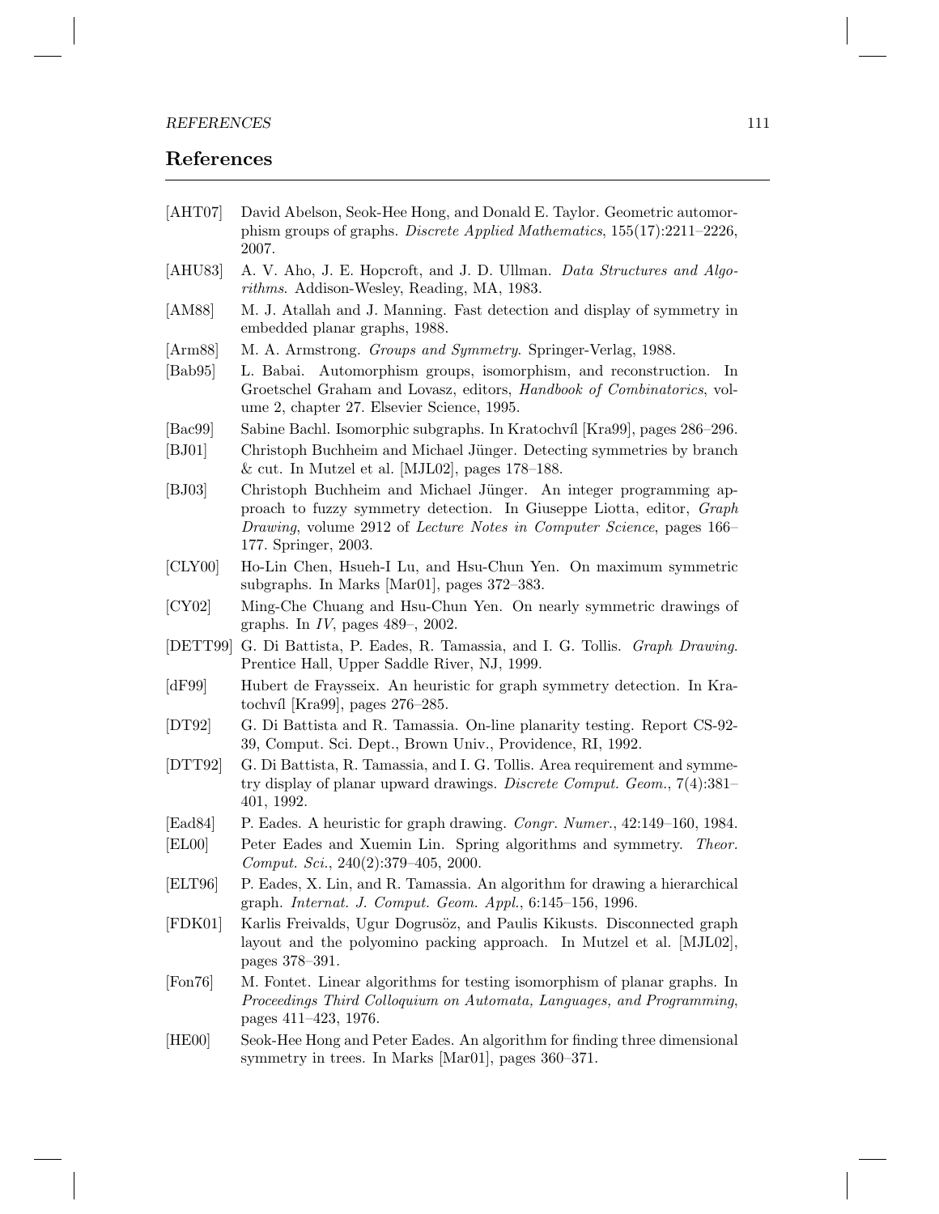## References

[AHT07] David Abelson, Seok-Hee Hong, and Donald E. Taylor. Geometric automorphism groups of graphs. *Discrete Applied Mathematics*, 155(17):2211–2226, 2007.

[AHU83] A. V. Aho, J. E. Hopcroft, and J. D. Ullman. *Data Structures and Algorithms*. Addison-Wesley, Reading, MA, 1983.

[AM88] M. J. Atallah and J. Manning. Fast detection and display of symmetry in embedded planar graphs, 1988.

[Arm88] M. A. Armstrong. *Groups and Symmetry*. Springer-Verlag, 1988.

[Bab95] L. Babai. Automorphism groups, isomorphism, and reconstruction. In Groetschel Graham and Lovasz, editors, *Handbook of Combinatorics*, volume 2, chapter 27. Elsevier Science, 1995.

[Bac99] Sabine Bachl. Isomorphic subgraphs. In Kratochvíl [Kra99], pages 286–296.

[BJ01] Christoph Buchheim and Michael Jünger. Detecting symmetries by branch & cut. In Mutzel et al. [MJL02], pages 178–188.

[BJ03] Christoph Buchheim and Michael Jünger. An integer programming approach to fuzzy symmetry detection. In Giuseppe Liotta, editor, *Graph Drawing*, volume 2912 of *Lecture Notes in Computer Science*, pages 166–177. Springer, 2003.

[CLY00] Ho-Lin Chen, Hsueh-I Lu, and Hsu-Chun Yen. On maximum symmetric subgraphs. In Marks [Mar01], pages 372–383.

[CY02] Ming-Che Chuang and Hsu-Chun Yen. On nearly symmetric drawings of graphs. In *IV*, pages 489–, 2002.

[DETT99] G. Di Battista, P. Eades, R. Tamassia, and I. G. Tollis. *Graph Drawing*. Prentice Hall, Upper Saddle River, NJ, 1999.

[dF99] Hubert de Fraysseix. An heuristic for graph symmetry detection. In Kratochvíl [Kra99], pages 276–285.

[DT92] G. Di Battista and R. Tamassia. On-line planarity testing. Report CS-92-39, Comput. Sci. Dept., Brown Univ., Providence, RI, 1992.

[DTT92] G. Di Battista, R. Tamassia, and I. G. Tollis. Area requirement and symmetry display of planar upward drawings. *Discrete Comput. Geom.*, 7(4):381–401, 1992.

[Ead84] P. Eades. A heuristic for graph drawing. *Congr. Numer.*, 42:149–160, 1984.

[EL00] Peter Eades and Xuemin Lin. Spring algorithms and symmetry. *Theor. Comput. Sci.*, 240(2):379–405, 2000.

[ELT96] P. Eades, X. Lin, and R. Tamassia. An algorithm for drawing a hierarchical graph. *Internat. J. Comput. Geom. Appl.*, 6:145–156, 1996.

[FDK01] Karlis Freivalds, Ugur Dogrusöz, and Paulis Kikusts. Disconnected graph layout and the polyomino packing approach. In Mutzel et al. [MJL02], pages 378–391.

[Fon76] M. Fontet. Linear algorithms for testing isomorphism of planar graphs. In *Proceedings Third Colloquium on Automata, Languages, and Programming*, pages 411–423, 1976.

[HE00] Seok-Hee Hong and Peter Eades. An algorithm for finding three dimensional symmetry in trees. In Marks [Mar01], pages 360–371.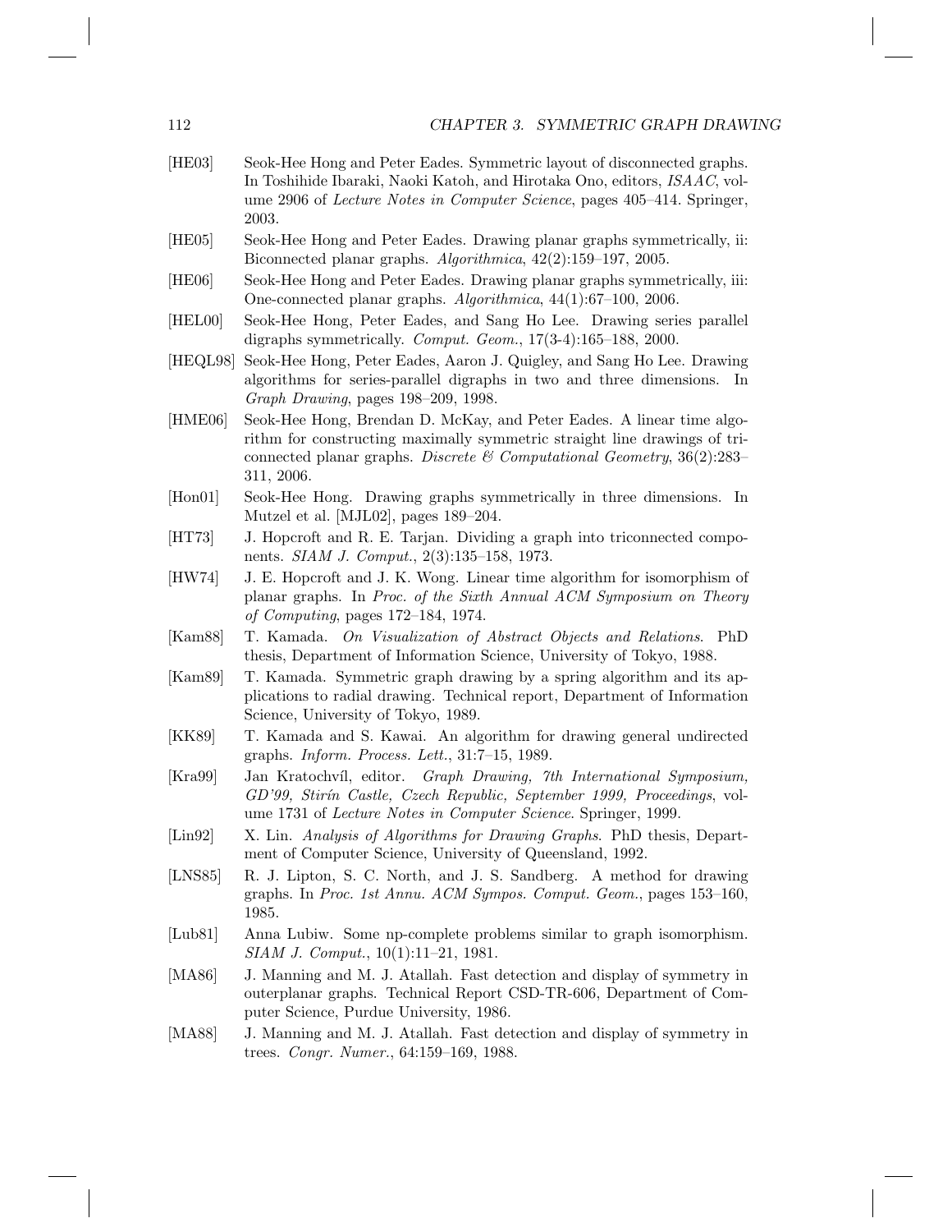[HE03] Seok-Hee Hong and Peter Eades. Symmetric layout of disconnected graphs. In Toshihide Ibaraki, Naoki Katoh, and Hirotaka Ono, editors, *ISAAC*, volume 2906 of *Lecture Notes in Computer Science*, pages 405–414. Springer, 2003.

[HE05] Seok-Hee Hong and Peter Eades. Drawing planar graphs symmetrically, ii: Biconnected planar graphs. *Algorithmica*, 42(2):159–197, 2005.

[HE06] Seok-Hee Hong and Peter Eades. Drawing planar graphs symmetrically, iii: One-connected planar graphs. *Algorithmica*, 44(1):67–100, 2006.

[HEL00] Seok-Hee Hong, Peter Eades, and Sang Ho Lee. Drawing series parallel digraphs symmetrically. *Comput. Geom.*, 17(3-4):165–188, 2000.

[HEQL98] Seok-Hee Hong, Peter Eades, Aaron J. Quigley, and Sang Ho Lee. Drawing algorithms for series-parallel digraphs in two and three dimensions. In *Graph Drawing*, pages 198–209, 1998.

[HME06] Seok-Hee Hong, Brendan D. McKay, and Peter Eades. A linear time algorithm for constructing maximally symmetric straight line drawings of triconnected planar graphs. *Discrete & Computational Geometry*, 36(2):283–311, 2006.

[Hon01] Seok-Hee Hong. Drawing graphs symmetrically in three dimensions. In Mutzel et al. [MJL02], pages 189–204.

[HT73] J. Hopcroft and R. E. Tarjan. Dividing a graph into triconnected components. *SIAM J. Comput.*, 2(3):135–158, 1973.

[HW74] J. E. Hopcroft and J. K. Wong. Linear time algorithm for isomorphism of planar graphs. In *Proc. of the Sixth Annual ACM Symposium on Theory of Computing*, pages 172–184, 1974.

[Kam88] T. Kamada. *On Visualization of Abstract Objects and Relations*. PhD thesis, Department of Information Science, University of Tokyo, 1988.

[Kam89] T. Kamada. Symmetric graph drawing by a spring algorithm and its applications to radial drawing. Technical report, Department of Information Science, University of Tokyo, 1989.

[KK89] T. Kamada and S. Kawai. An algorithm for drawing general undirected graphs. *Inform. Process. Lett.*, 31:7–15, 1989.

[Kra99] Jan Kratochvíl, editor. *Graph Drawing, 7th International Symposium, GD'99, Stirín Castle, Czech Republic, September 1999, Proceedings*, volume 1731 of *Lecture Notes in Computer Science*. Springer, 1999.

[Lin92] X. Lin. *Analysis of Algorithms for Drawing Graphs*. PhD thesis, Department of Computer Science, University of Queensland, 1992.

[LNS85] R. J. Lipton, S. C. North, and J. S. Sandberg. A method for drawing graphs. In *Proc. 1st Annu. ACM Sympos. Comput. Geom.*, pages 153–160, 1985.

[Lub81] Anna Lubiw. Some np-complete problems similar to graph isomorphism. *SIAM J. Comput.*, 10(1):11–21, 1981.

[MA86] J. Manning and M. J. Atallah. Fast detection and display of symmetry in outerplanar graphs. Technical Report CSD-TR-606, Department of Computer Science, Purdue University, 1986.

[MA88] J. Manning and M. J. Atallah. Fast detection and display of symmetry in trees. *Congr. Numer.*, 64:159–169, 1988.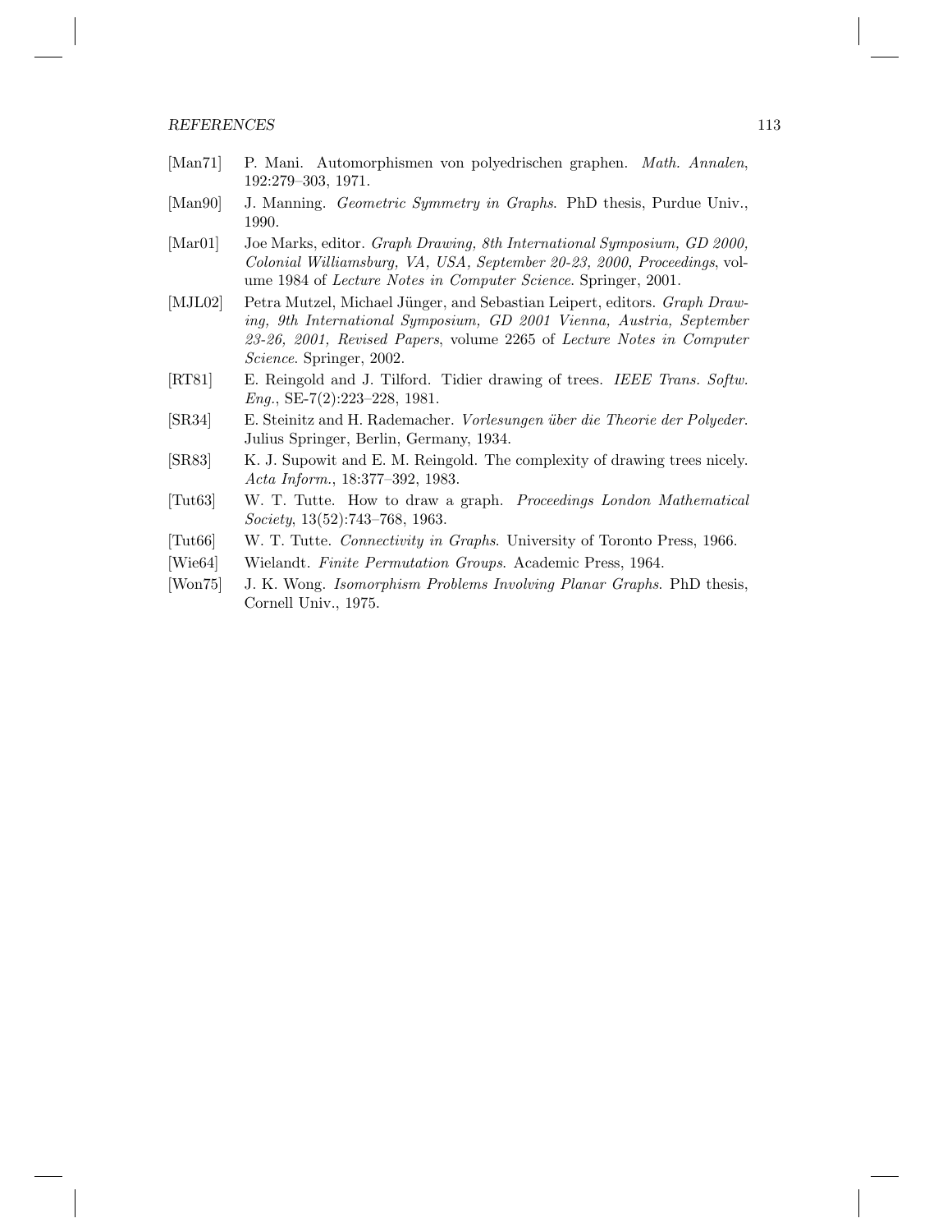[Man71] P. Mani. Automorphismen von polyedrischen graphen. *Math. Annalen*, 192:279–303, 1971.

[Man90] J. Manning. *Geometric Symmetry in Graphs*. PhD thesis, Purdue Univ., 1990.

[Mar01] Joe Marks, editor. *Graph Drawing, 8th International Symposium, GD 2000, Colonial Williamsburg, VA, USA, September 20-23, 2000, Proceedings*, volume 1984 of *Lecture Notes in Computer Science*. Springer, 2001.

[MJL02] Petra Mutzel, Michael Jünger, and Sebastian Leipert, editors. *Graph Drawing, 9th International Symposium, GD 2001 Vienna, Austria, September 23-26, 2001, Revised Papers*, volume 2265 of *Lecture Notes in Computer Science*. Springer, 2002.

[RT81] E. Reingold and J. Tilford. Tidier drawing of trees. *IEEE Trans. Softw. Eng.*, SE-7(2):223–228, 1981.

[SR34] E. Steinitz and H. Rademacher. *Vorlesungen über die Theorie der Polyeder*. Julius Springer, Berlin, Germany, 1934.

[SR83] K. J. Supowit and E. M. Reingold. The complexity of drawing trees nicely. *Acta Inform.*, 18:377–392, 1983.

[Tut63] W. T. Tutte. How to draw a graph. *Proceedings London Mathematical Society*, 13(52):743–768, 1963.

[Tut66] W. T. Tutte. *Connectivity in Graphs*. University of Toronto Press, 1966.

[Wie64] Wielandt. *Finite Permutation Groups*. Academic Press, 1964.

[Won75] J. K. Wong. *Isomorphism Problems Involving Planar Graphs*. PhD thesis, Cornell Univ., 1975.